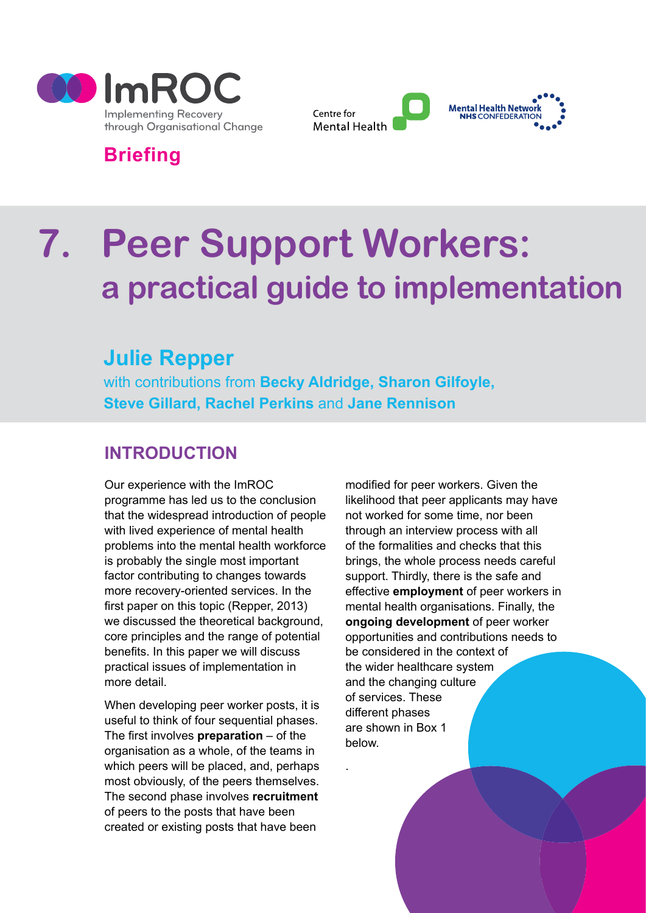ImROC
Implementing Recovery through Organisational Change

Centre for Mental Health

Mental Health Network NHS CONFEDERATION

**Briefing**

# 7. Peer Support Workers: a practical guide to implementation

## Julie Repper

with contributions from **Becky Aldridge, Sharon Gilfoyle, Steve Gillard, Rachel Perkins** and **Jane Rennison**

## INTRODUCTION

Our experience with the ImROC programme has led us to the conclusion that the widespread introduction of people with lived experience of mental health problems into the mental health workforce is probably the single most important factor contributing to changes towards more recovery-oriented services. In the first paper on this topic (Repper, 2013) we discussed the theoretical background, core principles and the range of potential benefits. In this paper we will discuss practical issues of implementation in more detail.

When developing peer worker posts, it is useful to think of four sequential phases. The first involves **preparation** – of the organisation as a whole, of the teams in which peers will be placed, and, perhaps most obviously, of the peers themselves. The second phase involves **recruitment** of peers to the posts that have been created or existing posts that have been modified for peer workers. Given the likelihood that peer applicants may have not worked for some time, nor been through an interview process with all of the formalities and checks that this brings, the whole process needs careful support. Thirdly, there is the safe and effective **employment** of peer workers in mental health organisations. Finally, the **ongoing development** of peer worker opportunities and contributions needs to be considered in the context of the wider healthcare system and the changing culture of services. These different phases are shown in Box 1 below.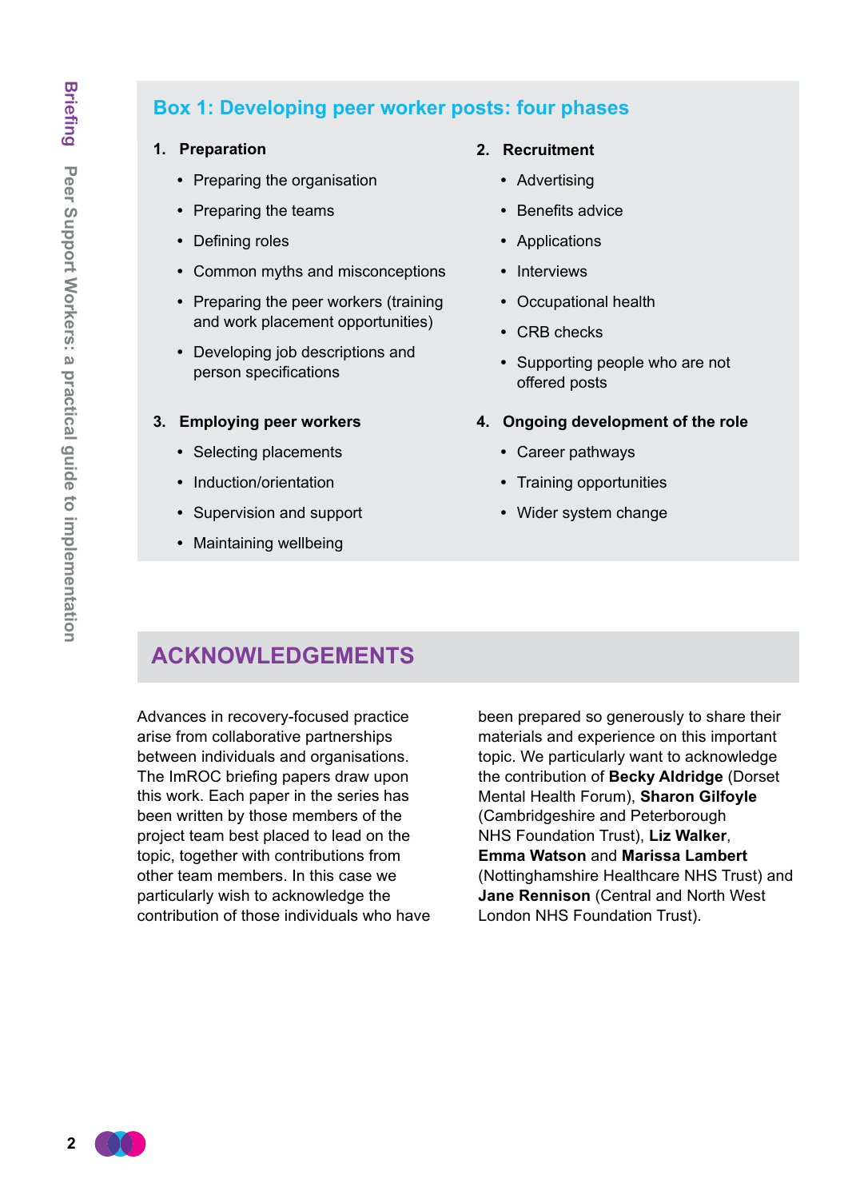### Box 1: Developing peer worker posts: four phases

1. **Preparation**
   - Preparing the organisation
   - Preparing the teams
   - Defining roles
   - Common myths and misconceptions
   - Preparing the peer workers (training and work placement opportunities)
   - Developing job descriptions and person specifications

2. **Recruitment**
   - Advertising
   - Benefits advice
   - Applications
   - Interviews
   - Occupational health
   - CRB checks
   - Supporting people who are not offered posts

3. **Employing peer workers**
   - Selecting placements
   - Induction/orientation
   - Supervision and support
   - Maintaining wellbeing

4. **Ongoing development of the role**
   - Career pathways
   - Training opportunities
   - Wider system change

## ACKNOWLEDGEMENTS

Advances in recovery-focused practice arise from collaborative partnerships between individuals and organisations. The ImROC briefing papers draw upon this work. Each paper in the series has been written by those members of the project team best placed to lead on the topic, together with contributions from other team members. In this case we particularly wish to acknowledge the contribution of those individuals who have been prepared so generously to share their materials and experience on this important topic. We particularly want to acknowledge the contribution of **Becky Aldridge** (Dorset Mental Health Forum), **Sharon Gilfoyle** (Cambridgeshire and Peterborough NHS Foundation Trust), **Liz Walker**, **Emma Watson** and **Marissa Lambert** (Nottinghamshire Healthcare NHS Trust) and **Jane Rennison** (Central and North West London NHS Foundation Trust).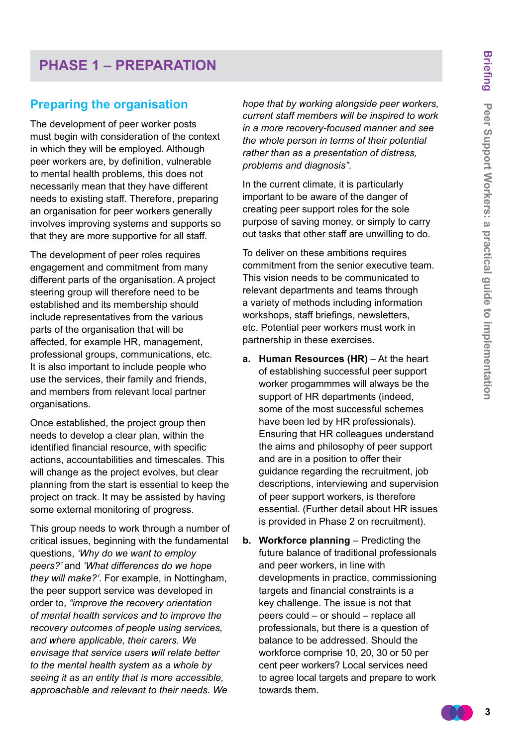# PHASE 1 – PREPARATION

## Preparing the organisation

The development of peer worker posts must begin with consideration of the context in which they will be employed. Although peer workers are, by definition, vulnerable to mental health problems, this does not necessarily mean that they have different needs to existing staff. Therefore, preparing an organisation for peer workers generally involves improving systems and supports so that they are more supportive for all staff.

The development of peer roles requires engagement and commitment from many different parts of the organisation. A project steering group will therefore need to be established and its membership should include representatives from the various parts of the organisation that will be affected, for example HR, management, professional groups, communications, etc. It is also important to include people who use the services, their family and friends, and members from relevant local partner organisations.

Once established, the project group then needs to develop a clear plan, within the identified financial resource, with specific actions, accountabilities and timescales. This will change as the project evolves, but clear planning from the start is essential to keep the project on track. It may be assisted by having some external monitoring of progress.

This group needs to work through a number of critical issues, beginning with the fundamental questions, *'Why do we want to employ peers?'* and *'What differences do we hope they will make?'*. For example, in Nottingham, the peer support service was developed in order to, *"improve the recovery orientation of mental health services and to improve the recovery outcomes of people using services, and where applicable, their carers. We envisage that service users will relate better to the mental health system as a whole by seeing it as an entity that is more accessible, approachable and relevant to their needs. We hope that by working alongside peer workers, current staff members will be inspired to work in a more recovery-focused manner and see the whole person in terms of their potential rather than as a presentation of distress, problems and diagnosis"*.

In the current climate, it is particularly important to be aware of the danger of creating peer support roles for the sole purpose of saving money, or simply to carry out tasks that other staff are unwilling to do.

To deliver on these ambitions requires commitment from the senior executive team. This vision needs to be communicated to relevant departments and teams through a variety of methods including information workshops, staff briefings, newsletters, etc. Potential peer workers must work in partnership in these exercises.

a. **Human Resources (HR)** – At the heart of establishing successful peer support worker progammmes will always be the support of HR departments (indeed, some of the most successful schemes have been led by HR professionals). Ensuring that HR colleagues understand the aims and philosophy of peer support and are in a position to offer their guidance regarding the recruitment, job descriptions, interviewing and supervision of peer support workers, is therefore essential. (Further detail about HR issues is provided in Phase 2 on recruitment).

b. **Workforce planning** – Predicting the future balance of traditional professionals and peer workers, in line with developments in practice, commissioning targets and financial constraints is a key challenge. The issue is not that peers could – or should – replace all professionals, but there is a question of balance to be addressed. Should the workforce comprise 10, 20, 30 or 50 per cent peer workers? Local services need to agree local targets and prepare to work towards them.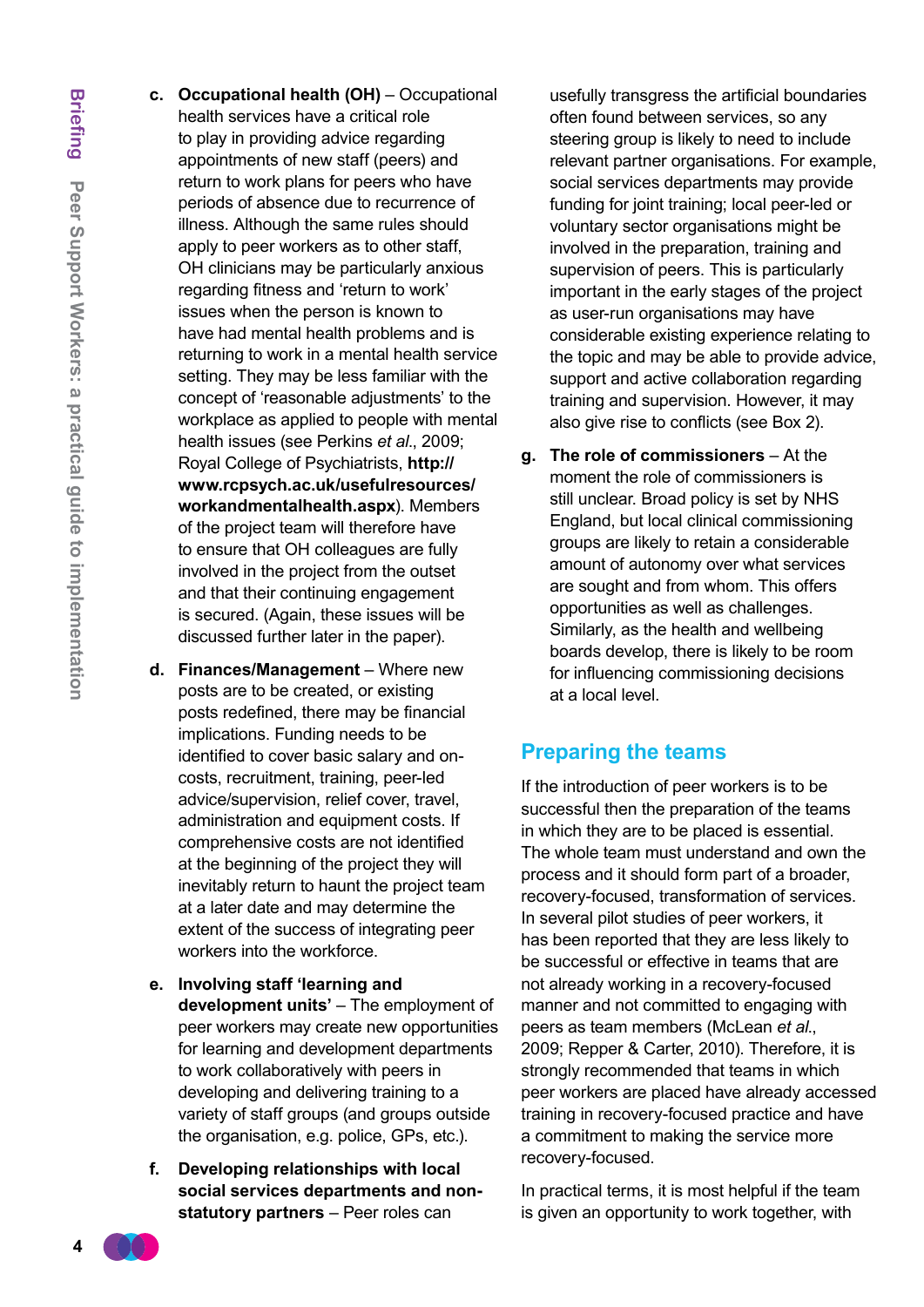c. **Occupational health (OH)** – Occupational health services have a critical role to play in providing advice regarding appointments of new staff (peers) and return to work plans for peers who have periods of absence due to recurrence of illness. Although the same rules should apply to peer workers as to other staff, OH clinicians may be particularly anxious regarding fitness and 'return to work' issues when the person is known to have had mental health problems and is returning to work in a mental health service setting. They may be less familiar with the concept of 'reasonable adjustments' to the workplace as applied to people with mental health issues (see Perkins *et al*., 2009; Royal College of Psychiatrists, **http://www.rcpsych.ac.uk/usefulresources/workandmentalhealth.aspx**). Members of the project team will therefore have to ensure that OH colleagues are fully involved in the project from the outset and that their continuing engagement is secured. (Again, these issues will be discussed further later in the paper).

d. **Finances/Management** – Where new posts are to be created, or existing posts redefined, there may be financial implications. Funding needs to be identified to cover basic salary and on-costs, recruitment, training, peer-led advice/supervision, relief cover, travel, administration and equipment costs. If comprehensive costs are not identified at the beginning of the project they will inevitably return to haunt the project team at a later date and may determine the extent of the success of integrating peer workers into the workforce.

e. **Involving staff 'learning and development units'** – The employment of peer workers may create new opportunities for learning and development departments to work collaboratively with peers in developing and delivering training to a variety of staff groups (and groups outside the organisation, e.g. police, GPs, etc.).

f. **Developing relationships with local social services departments and non-statutory partners** – Peer roles can usefully transgress the artificial boundaries often found between services, so any steering group is likely to need to include relevant partner organisations. For example, social services departments may provide funding for joint training; local peer-led or voluntary sector organisations might be involved in the preparation, training and supervision of peers. This is particularly important in the early stages of the project as user-run organisations may have considerable existing experience relating to the topic and may be able to provide advice, support and active collaboration regarding training and supervision. However, it may also give rise to conflicts (see Box 2).

g. **The role of commissioners** – At the moment the role of commissioners is still unclear. Broad policy is set by NHS England, but local clinical commissioning groups are likely to retain a considerable amount of autonomy over what services are sought and from whom. This offers opportunities as well as challenges. Similarly, as the health and wellbeing boards develop, there is likely to be room for influencing commissioning decisions at a local level.

## Preparing the teams

If the introduction of peer workers is to be successful then the preparation of the teams in which they are to be placed is essential. The whole team must understand and own the process and it should form part of a broader, recovery-focused, transformation of services. In several pilot studies of peer workers, it has been reported that they are less likely to be successful or effective in teams that are not already working in a recovery-focused manner and not committed to engaging with peers as team members (McLean *et al*., 2009; Repper & Carter, 2010). Therefore, it is strongly recommended that teams in which peer workers are placed have already accessed training in recovery-focused practice and have a commitment to making the service more recovery-focused.

In practical terms, it is most helpful if the team is given an opportunity to work together, with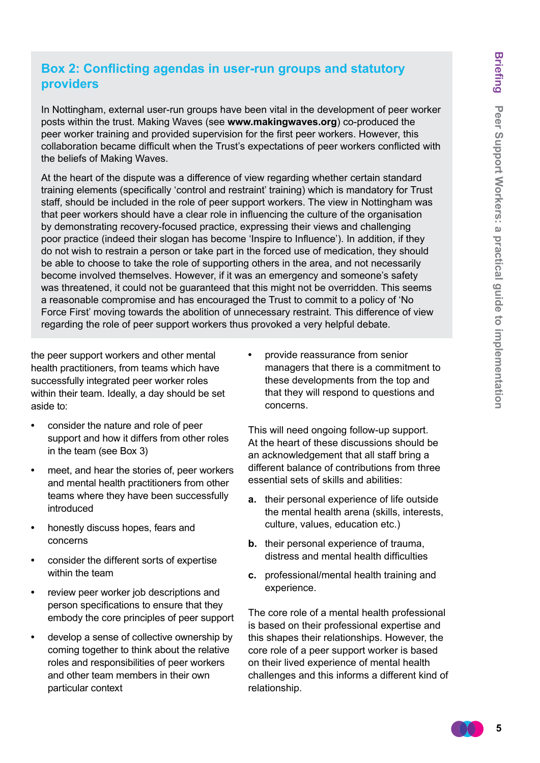## Box 2: Conflicting agendas in user-run groups and statutory providers

In Nottingham, external user-run groups have been vital in the development of peer worker posts within the trust. Making Waves (see **www.makingwaves.org**) co-produced the peer worker training and provided supervision for the first peer workers. However, this collaboration became difficult when the Trust's expectations of peer workers conflicted with the beliefs of Making Waves.

At the heart of the dispute was a difference of view regarding whether certain standard training elements (specifically 'control and restraint' training) which is mandatory for Trust staff, should be included in the role of peer support workers. The view in Nottingham was that peer workers should have a clear role in influencing the culture of the organisation by demonstrating recovery-focused practice, expressing their views and challenging poor practice (indeed their slogan has become 'Inspire to Influence'). In addition, if they do not wish to restrain a person or take part in the forced use of medication, they should be able to choose to take the role of supporting others in the area, and not necessarily become involved themselves. However, if it was an emergency and someone's safety was threatened, it could not be guaranteed that this might not be overridden. This seems a reasonable compromise and has encouraged the Trust to commit to a policy of 'No Force First' moving towards the abolition of unnecessary restraint. This difference of view regarding the role of peer support workers thus provoked a very helpful debate.

the peer support workers and other mental health practitioners, from teams which have successfully integrated peer worker roles within their team. Ideally, a day should be set aside to:

- consider the nature and role of peer support and how it differs from other roles in the team (see Box 3)
- meet, and hear the stories of, peer workers and mental health practitioners from other teams where they have been successfully introduced
- honestly discuss hopes, fears and concerns
- consider the different sorts of expertise within the team
- review peer worker job descriptions and person specifications to ensure that they embody the core principles of peer support
- develop a sense of collective ownership by coming together to think about the relative roles and responsibilities of peer workers and other team members in their own particular context
- provide reassurance from senior managers that there is a commitment to these developments from the top and that they will respond to questions and concerns.

This will need ongoing follow-up support. At the heart of these discussions should be an acknowledgement that all staff bring a different balance of contributions from three essential sets of skills and abilities:

**a.** their personal experience of life outside the mental health arena (skills, interests, culture, values, education etc.)

**b.** their personal experience of trauma, distress and mental health difficulties

**c.** professional/mental health training and experience.

The core role of a mental health professional is based on their professional expertise and this shapes their relationships. However, the core role of a peer support worker is based on their lived experience of mental health challenges and this informs a different kind of relationship.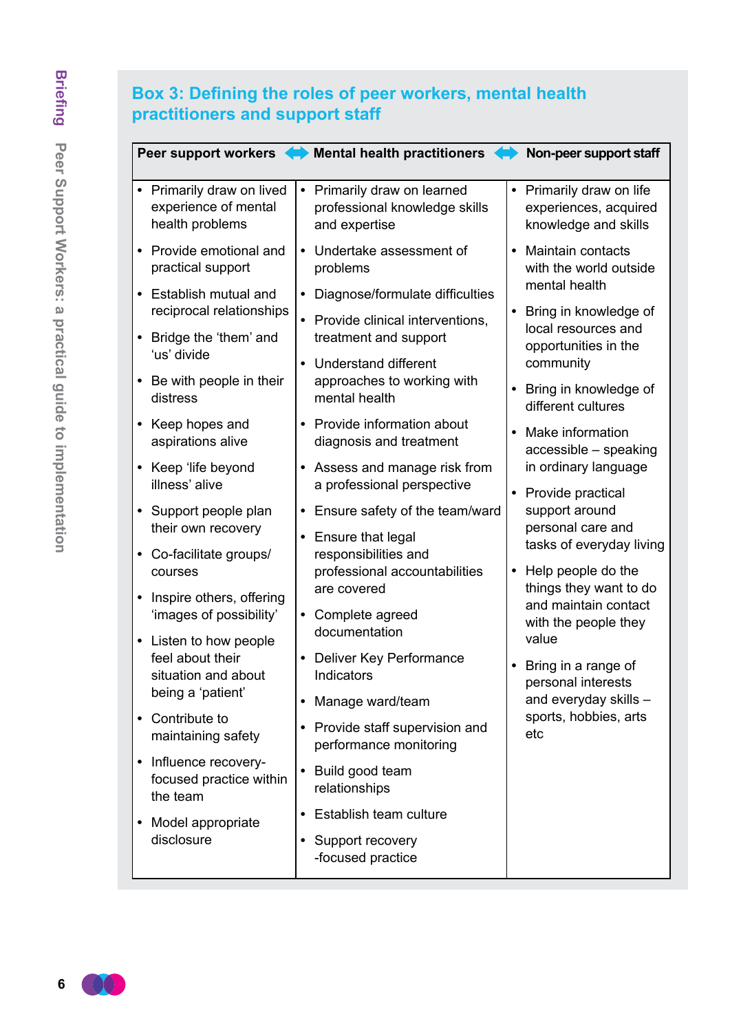### Box 3: Defining the roles of peer workers, mental health practitioners and support staff

| Peer support workers | Mental health practitioners | Non-peer support staff |
|---|---|---|
| • Primarily draw on lived experience of mental health problems<br>• Provide emotional and practical support<br>• Establish mutual and reciprocal relationships<br>• Bridge the 'them' and 'us' divide<br>• Be with people in their distress<br>• Keep hopes and aspirations alive<br>• Keep 'life beyond illness' alive<br>• Support people plan their own recovery<br>• Co-facilitate groups/ courses<br>• Inspire others, offering 'images of possibility'<br>• Listen to how people feel about their situation and about being a 'patient'<br>• Contribute to maintaining safety<br>• Influence recovery-focused practice within the team<br>• Model appropriate disclosure | • Primarily draw on learned professional knowledge skills and expertise<br>• Undertake assessment of problems<br>• Diagnose/formulate difficulties<br>• Provide clinical interventions, treatment and support<br>• Understand different approaches to working with mental health<br>• Provide information about diagnosis and treatment<br>• Assess and manage risk from a professional perspective<br>• Ensure safety of the team/ward<br>• Ensure that legal responsibilities and professional accountabilities are covered<br>• Complete agreed documentation<br>• Deliver Key Performance Indicators<br>• Manage ward/team<br>• Provide staff supervision and performance monitoring<br>• Build good team relationships<br>• Establish team culture<br>• Support recovery -focused practice | • Primarily draw on life experiences, acquired knowledge and skills<br>• Maintain contacts with the world outside mental health<br>• Bring in knowledge of local resources and opportunities in the community<br>• Bring in knowledge of different cultures<br>• Make information accessible – speaking in ordinary language<br>• Provide practical support around personal care and tasks of everyday living<br>• Help people do the things they want to do and maintain contact with the people they value<br>• Bring in a range of personal interests and everyday skills – sports, hobbies, arts etc |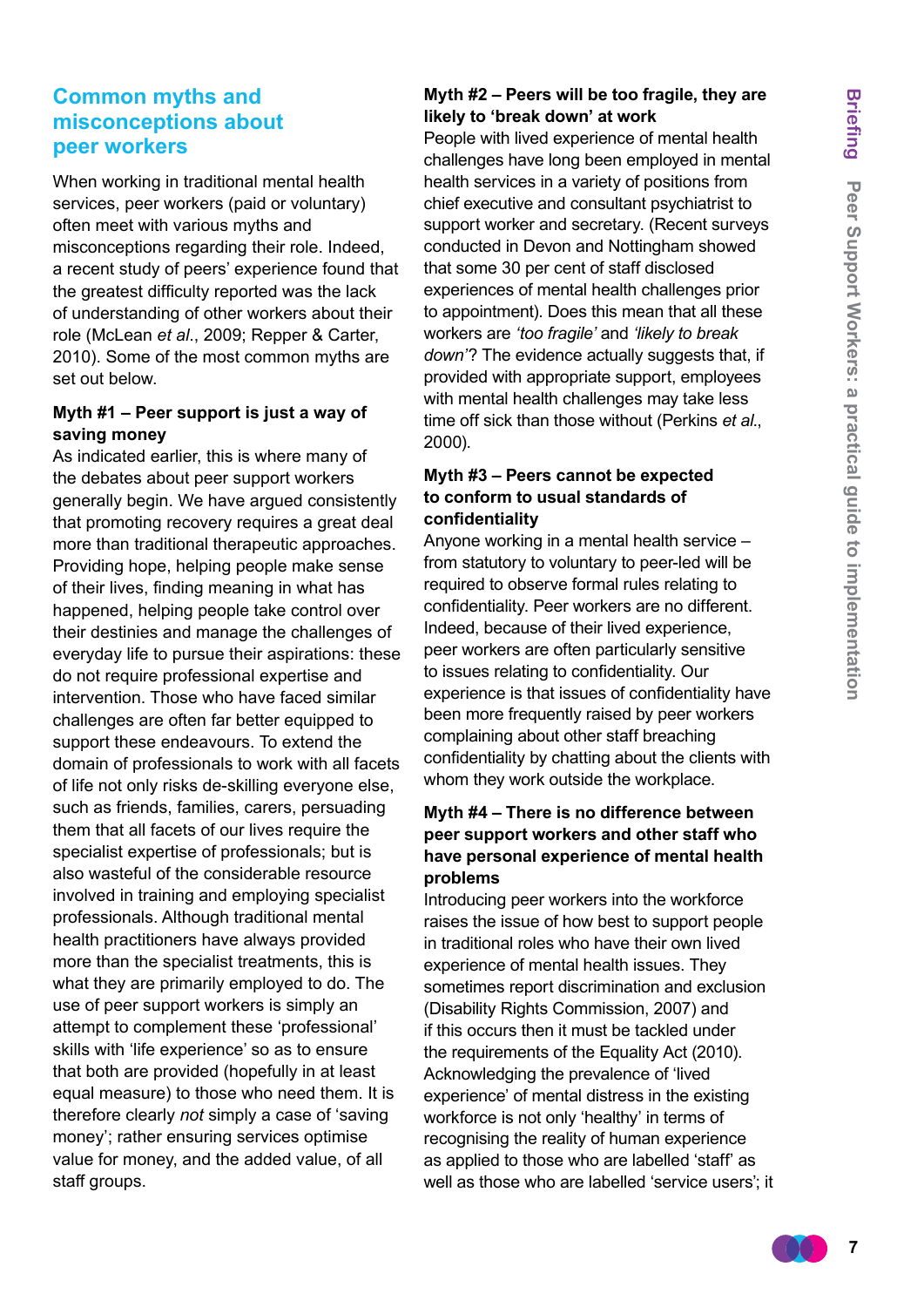## Common myths and misconceptions about peer workers

When working in traditional mental health services, peer workers (paid or voluntary) often meet with various myths and misconceptions regarding their role. Indeed, a recent study of peers' experience found that the greatest difficulty reported was the lack of understanding of other workers about their role (McLean *et al*., 2009; Repper & Carter, 2010). Some of the most common myths are set out below.

### Myth #1 – Peer support is just a way of saving money

As indicated earlier, this is where many of the debates about peer support workers generally begin. We have argued consistently that promoting recovery requires a great deal more than traditional therapeutic approaches. Providing hope, helping people make sense of their lives, finding meaning in what has happened, helping people take control over their destinies and manage the challenges of everyday life to pursue their aspirations: these do not require professional expertise and intervention. Those who have faced similar challenges are often far better equipped to support these endeavours. To extend the domain of professionals to work with all facets of life not only risks de-skilling everyone else, such as friends, families, carers, persuading them that all facets of our lives require the specialist expertise of professionals; but is also wasteful of the considerable resource involved in training and employing specialist professionals. Although traditional mental health practitioners have always provided more than the specialist treatments, this is what they are primarily employed to do. The use of peer support workers is simply an attempt to complement these 'professional' skills with 'life experience' so as to ensure that both are provided (hopefully in at least equal measure) to those who need them. It is therefore clearly *not* simply a case of 'saving money'; rather ensuring services optimise value for money, and the added value, of all staff groups.

### Myth #2 – Peers will be too fragile, they are likely to 'break down' at work

People with lived experience of mental health challenges have long been employed in mental health services in a variety of positions from chief executive and consultant psychiatrist to support worker and secretary. (Recent surveys conducted in Devon and Nottingham showed that some 30 per cent of staff disclosed experiences of mental health challenges prior to appointment). Does this mean that all these workers are *'too fragile'* and *'likely to break down'*? The evidence actually suggests that, if provided with appropriate support, employees with mental health challenges may take less time off sick than those without (Perkins *et al*., 2000).

### Myth #3 – Peers cannot be expected to conform to usual standards of confidentiality

Anyone working in a mental health service – from statutory to voluntary to peer-led will be required to observe formal rules relating to confidentiality. Peer workers are no different. Indeed, because of their lived experience, peer workers are often particularly sensitive to issues relating to confidentiality. Our experience is that issues of confidentiality have been more frequently raised by peer workers complaining about other staff breaching confidentiality by chatting about the clients with whom they work outside the workplace.

### Myth #4 – There is no difference between peer support workers and other staff who have personal experience of mental health problems

Introducing peer workers into the workforce raises the issue of how best to support people in traditional roles who have their own lived experience of mental health issues. They sometimes report discrimination and exclusion (Disability Rights Commission, 2007) and if this occurs then it must be tackled under the requirements of the Equality Act (2010). Acknowledging the prevalence of 'lived experience' of mental distress in the existing workforce is not only 'healthy' in terms of recognising the reality of human experience as applied to those who are labelled 'staff' as well as those who are labelled 'service users'; it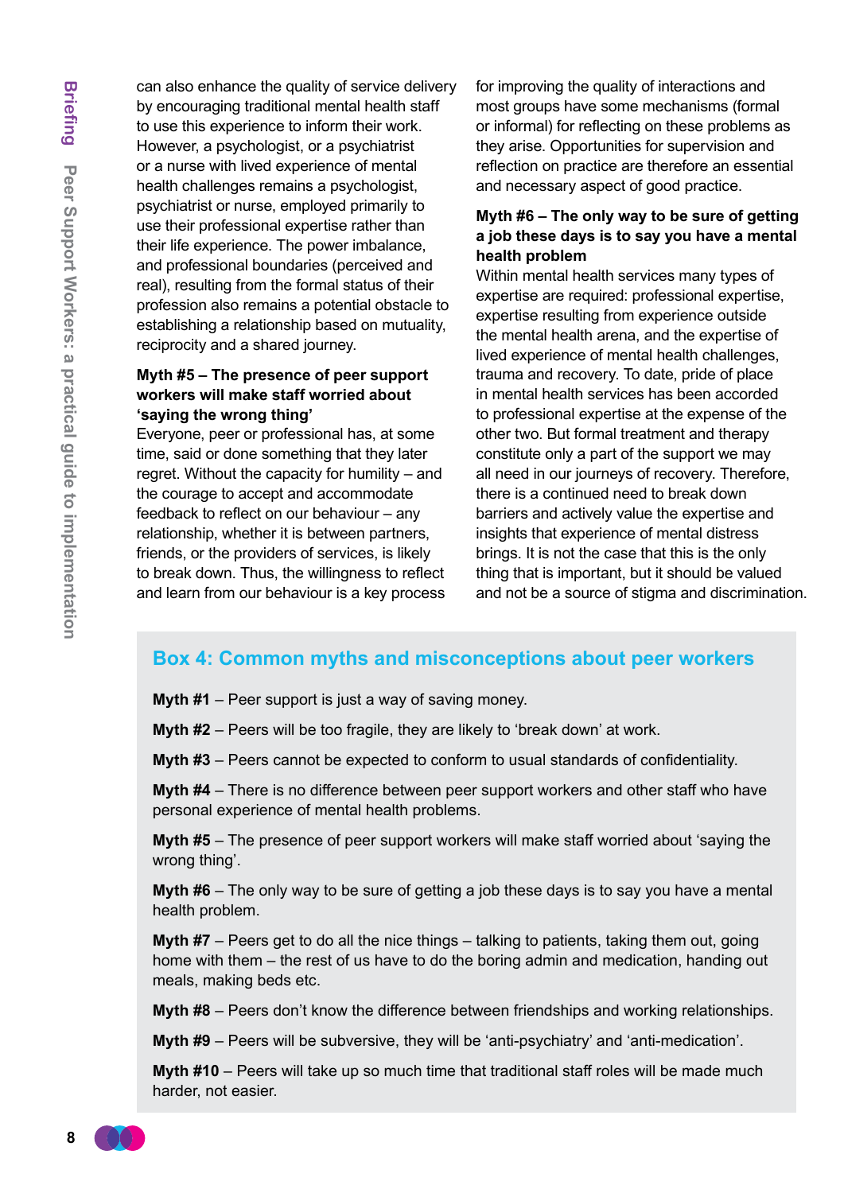can also enhance the quality of service delivery by encouraging traditional mental health staff to use this experience to inform their work. However, a psychologist, or a psychiatrist or a nurse with lived experience of mental health challenges remains a psychologist, psychiatrist or nurse, employed primarily to use their professional expertise rather than their life experience. The power imbalance, and professional boundaries (perceived and real), resulting from the formal status of their profession also remains a potential obstacle to establishing a relationship based on mutuality, reciprocity and a shared journey.

**Myth #5 – The presence of peer support workers will make staff worried about 'saying the wrong thing'**

Everyone, peer or professional has, at some time, said or done something that they later regret. Without the capacity for humility – and the courage to accept and accommodate feedback to reflect on our behaviour – any relationship, whether it is between partners, friends, or the providers of services, is likely to break down. Thus, the willingness to reflect and learn from our behaviour is a key process for improving the quality of interactions and most groups have some mechanisms (formal or informal) for reflecting on these problems as they arise. Opportunities for supervision and reflection on practice are therefore an essential and necessary aspect of good practice.

**Myth #6 – The only way to be sure of getting a job these days is to say you have a mental health problem**

Within mental health services many types of expertise are required: professional expertise, expertise resulting from experience outside the mental health arena, and the expertise of lived experience of mental health challenges, trauma and recovery. To date, pride of place in mental health services has been accorded to professional expertise at the expense of the other two. But formal treatment and therapy constitute only a part of the support we may all need in our journeys of recovery. Therefore, there is a continued need to break down barriers and actively value the expertise and insights that experience of mental distress brings. It is not the case that this is the only thing that is important, but it should be valued and not be a source of stigma and discrimination.

## Box 4: Common myths and misconceptions about peer workers

**Myth #1** – Peer support is just a way of saving money.

**Myth #2** – Peers will be too fragile, they are likely to 'break down' at work.

**Myth #3** – Peers cannot be expected to conform to usual standards of confidentiality.

**Myth #4** – There is no difference between peer support workers and other staff who have personal experience of mental health problems.

**Myth #5** – The presence of peer support workers will make staff worried about 'saying the wrong thing'.

**Myth #6** – The only way to be sure of getting a job these days is to say you have a mental health problem.

**Myth #7** – Peers get to do all the nice things – talking to patients, taking them out, going home with them – the rest of us have to do the boring admin and medication, handing out meals, making beds etc.

**Myth #8** – Peers don't know the difference between friendships and working relationships.

**Myth #9** – Peers will be subversive, they will be 'anti-psychiatry' and 'anti-medication'.

**Myth #10** – Peers will take up so much time that traditional staff roles will be made much harder, not easier.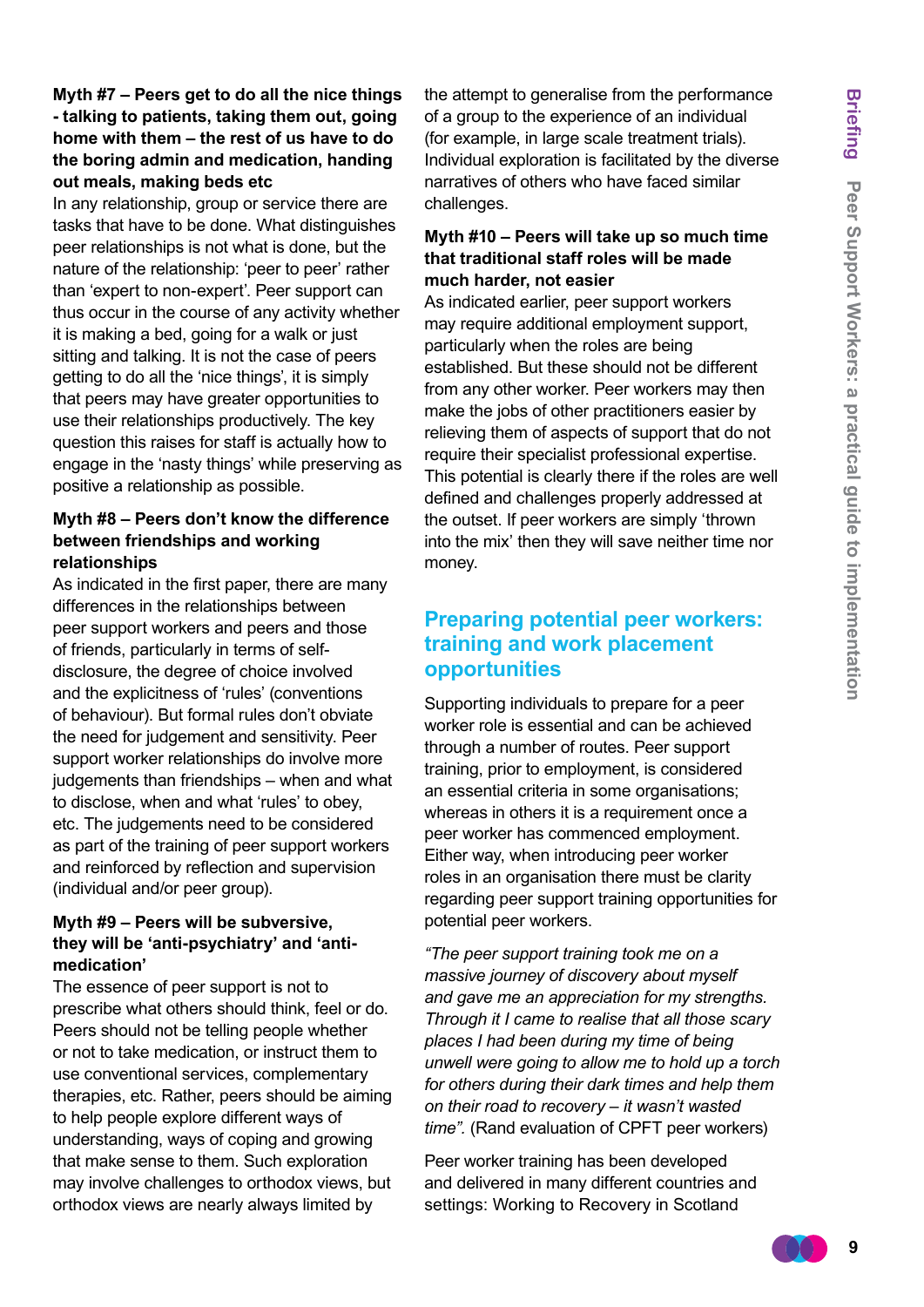**Myth #7 – Peers get to do all the nice things - talking to patients, taking them out, going home with them – the rest of us have to do the boring admin and medication, handing out meals, making beds etc**

In any relationship, group or service there are tasks that have to be done. What distinguishes peer relationships is not what is done, but the nature of the relationship: 'peer to peer' rather than 'expert to non-expert'. Peer support can thus occur in the course of any activity whether it is making a bed, going for a walk or just sitting and talking. It is not the case of peers getting to do all the 'nice things', it is simply that peers may have greater opportunities to use their relationships productively. The key question this raises for staff is actually how to engage in the 'nasty things' while preserving as positive a relationship as possible.

**Myth #8 – Peers don't know the difference between friendships and working relationships**

As indicated in the first paper, there are many differences in the relationships between peer support workers and peers and those of friends, particularly in terms of self-disclosure, the degree of choice involved and the explicitness of 'rules' (conventions of behaviour). But formal rules don't obviate the need for judgement and sensitivity. Peer support worker relationships do involve more judgements than friendships – when and what to disclose, when and what 'rules' to obey, etc. The judgements need to be considered as part of the training of peer support workers and reinforced by reflection and supervision (individual and/or peer group).

**Myth #9 – Peers will be subversive, they will be 'anti-psychiatry' and 'anti-medication'**

The essence of peer support is not to prescribe what others should think, feel or do. Peers should not be telling people whether or not to take medication, or instruct them to use conventional services, complementary therapies, etc. Rather, peers should be aiming to help people explore different ways of understanding, ways of coping and growing that make sense to them. Such exploration may involve challenges to orthodox views, but orthodox views are nearly always limited by the attempt to generalise from the performance of a group to the experience of an individual (for example, in large scale treatment trials). Individual exploration is facilitated by the diverse narratives of others who have faced similar challenges.

**Myth #10 – Peers will take up so much time that traditional staff roles will be made much harder, not easier**

As indicated earlier, peer support workers may require additional employment support, particularly when the roles are being established. But these should not be different from any other worker. Peer workers may then make the jobs of other practitioners easier by relieving them of aspects of support that do not require their specialist professional expertise. This potential is clearly there if the roles are well defined and challenges properly addressed at the outset. If peer workers are simply 'thrown into the mix' then they will save neither time nor money.

## Preparing potential peer workers: training and work placement opportunities

Supporting individuals to prepare for a peer worker role is essential and can be achieved through a number of routes. Peer support training, prior to employment, is considered an essential criteria in some organisations; whereas in others it is a requirement once a peer worker has commenced employment. Either way, when introducing peer worker roles in an organisation there must be clarity regarding peer support training opportunities for potential peer workers.

*"The peer support training took me on a massive journey of discovery about myself and gave me an appreciation for my strengths. Through it I came to realise that all those scary places I had been during my time of being unwell were going to allow me to hold up a torch for others during their dark times and help them on their road to recovery – it wasn't wasted time".* (Rand evaluation of CPFT peer workers)

Peer worker training has been developed and delivered in many different countries and settings: Working to Recovery in Scotland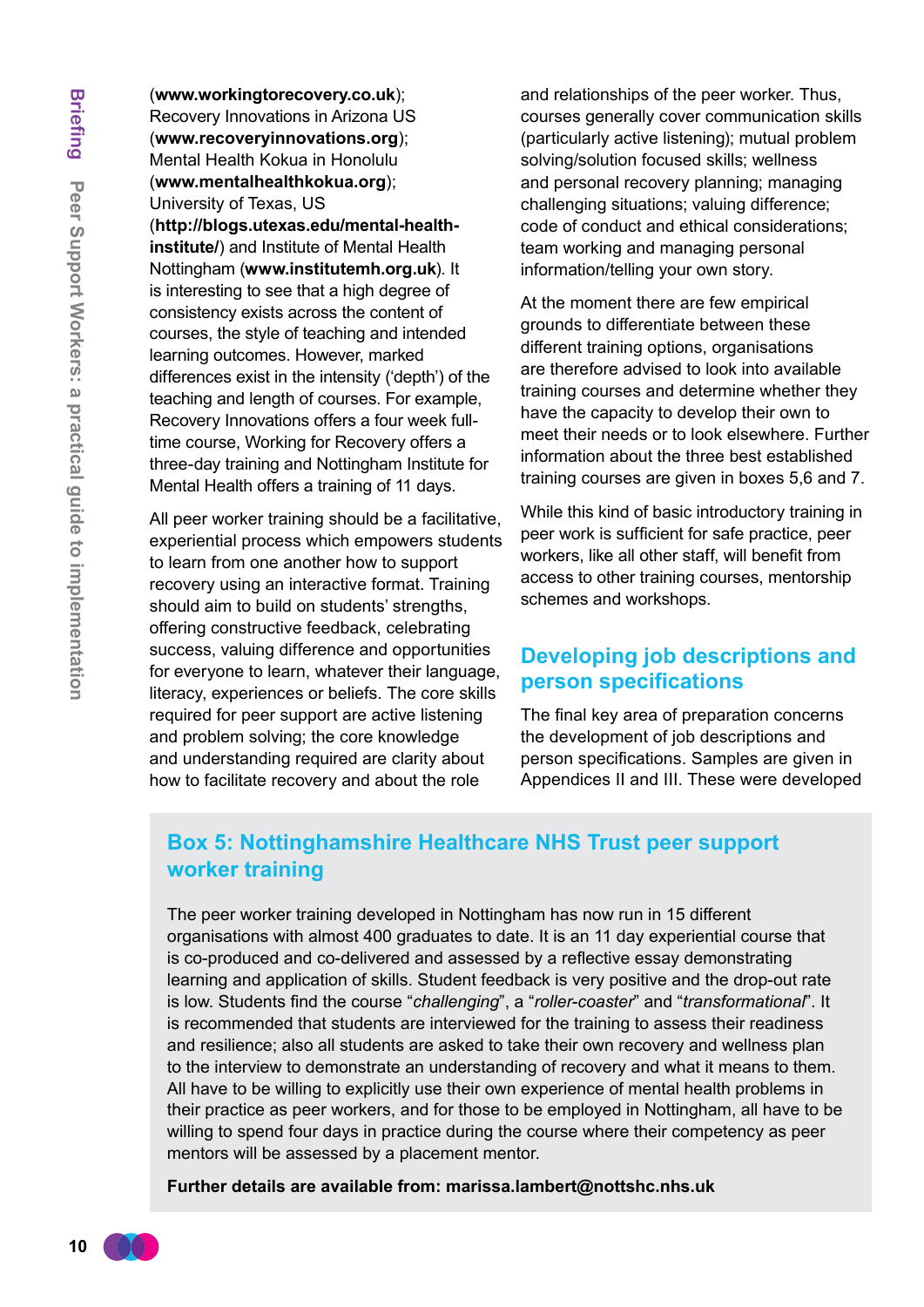(**www.workingtorecovery.co.uk**); Recovery Innovations in Arizona US (**www.recoveryinnovations.org**); Mental Health Kokua in Honolulu (**www.mentalhealthkokua.org**); University of Texas, US (**http://blogs.utexas.edu/mental-health-institute/**) and Institute of Mental Health Nottingham (**www.institutemh.org.uk**). It is interesting to see that a high degree of consistency exists across the content of courses, the style of teaching and intended learning outcomes. However, marked differences exist in the intensity ('depth') of the teaching and length of courses. For example, Recovery Innovations offers a four week full-time course, Working for Recovery offers a three-day training and Nottingham Institute for Mental Health offers a training of 11 days.

All peer worker training should be a facilitative, experiential process which empowers students to learn from one another how to support recovery using an interactive format. Training should aim to build on students' strengths, offering constructive feedback, celebrating success, valuing difference and opportunities for everyone to learn, whatever their language, literacy, experiences or beliefs. The core skills required for peer support are active listening and problem solving; the core knowledge and understanding required are clarity about how to facilitate recovery and about the role and relationships of the peer worker. Thus, courses generally cover communication skills (particularly active listening); mutual problem solving/solution focused skills; wellness and personal recovery planning; managing challenging situations; valuing difference; code of conduct and ethical considerations; team working and managing personal information/telling your own story.

At the moment there are few empirical grounds to differentiate between these different training options, organisations are therefore advised to look into available training courses and determine whether they have the capacity to develop their own to meet their needs or to look elsewhere. Further information about the three best established training courses are given in boxes 5,6 and 7.

While this kind of basic introductory training in peer work is sufficient for safe practice, peer workers, like all other staff, will benefit from access to other training courses, mentorship schemes and workshops.

## Developing job descriptions and person specifications

The final key area of preparation concerns the development of job descriptions and person specifications. Samples are given in Appendices II and III. These were developed

### Box 5: Nottinghamshire Healthcare NHS Trust peer support worker training

The peer worker training developed in Nottingham has now run in 15 different organisations with almost 400 graduates to date. It is an 11 day experiential course that is co-produced and co-delivered and assessed by a reflective essay demonstrating learning and application of skills. Student feedback is very positive and the drop-out rate is low. Students find the course "*challenging*", a "*roller-coaster*" and "*transformational*". It is recommended that students are interviewed for the training to assess their readiness and resilience; also all students are asked to take their own recovery and wellness plan to the interview to demonstrate an understanding of recovery and what it means to them. All have to be willing to explicitly use their own experience of mental health problems in their practice as peer workers, and for those to be employed in Nottingham, all have to be willing to spend four days in practice during the course where their competency as peer mentors will be assessed by a placement mentor.

**Further details are available from: marissa.lambert@nottshc.nhs.uk**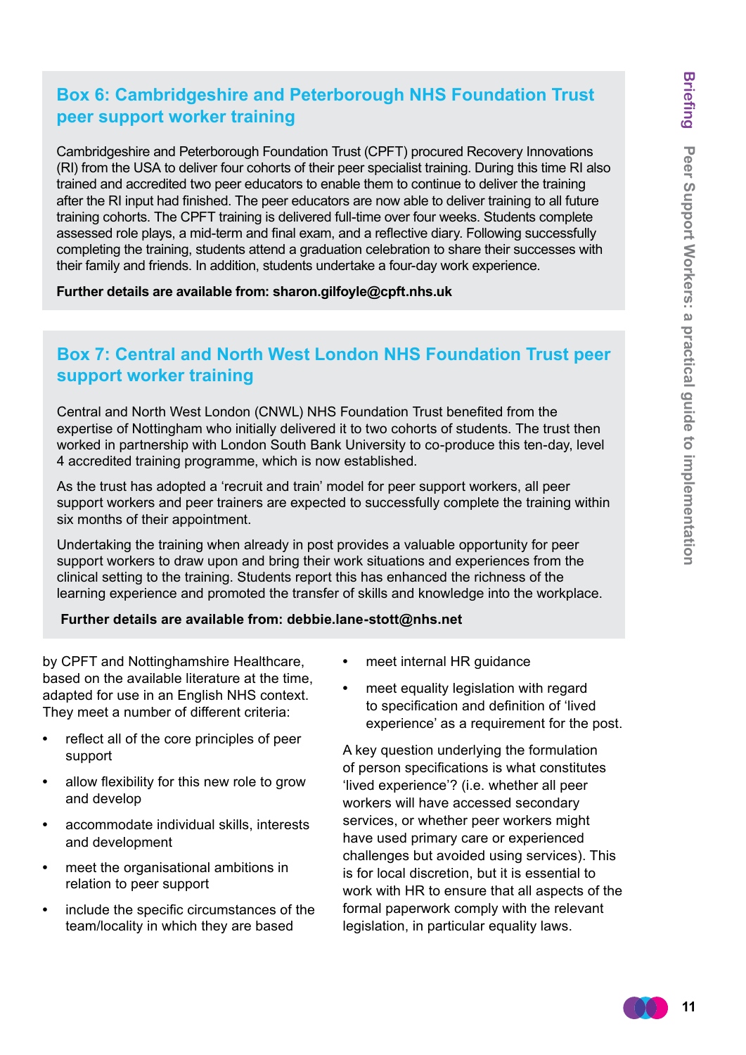## Box 6: Cambridgeshire and Peterborough NHS Foundation Trust peer support worker training

Cambridgeshire and Peterborough Foundation Trust (CPFT) procured Recovery Innovations (RI) from the USA to deliver four cohorts of their peer specialist training. During this time RI also trained and accredited two peer educators to enable them to continue to deliver the training after the RI input had finished. The peer educators are now able to deliver training to all future training cohorts. The CPFT training is delivered full-time over four weeks. Students complete assessed role plays, a mid-term and final exam, and a reflective diary. Following successfully completing the training, students attend a graduation celebration to share their successes with their family and friends. In addition, students undertake a four-day work experience.

**Further details are available from: sharon.gilfoyle@cpft.nhs.uk**

## Box 7: Central and North West London NHS Foundation Trust peer support worker training

Central and North West London (CNWL) NHS Foundation Trust benefited from the expertise of Nottingham who initially delivered it to two cohorts of students. The trust then worked in partnership with London South Bank University to co-produce this ten-day, level 4 accredited training programme, which is now established.

As the trust has adopted a 'recruit and train' model for peer support workers, all peer support workers and peer trainers are expected to successfully complete the training within six months of their appointment.

Undertaking the training when already in post provides a valuable opportunity for peer support workers to draw upon and bring their work situations and experiences from the clinical setting to the training. Students report this has enhanced the richness of the learning experience and promoted the transfer of skills and knowledge into the workplace.

**Further details are available from: debbie.lane-stott@nhs.net**

by CPFT and Nottinghamshire Healthcare, based on the available literature at the time, adapted for use in an English NHS context. They meet a number of different criteria:

- reflect all of the core principles of peer support
- allow flexibility for this new role to grow and develop
- accommodate individual skills, interests and development
- meet the organisational ambitions in relation to peer support
- include the specific circumstances of the team/locality in which they are based
- meet internal HR guidance
- meet equality legislation with regard to specification and definition of 'lived experience' as a requirement for the post.

A key question underlying the formulation of person specifications is what constitutes 'lived experience'? (i.e. whether all peer workers will have accessed secondary services, or whether peer workers might have used primary care or experienced challenges but avoided using services). This is for local discretion, but it is essential to work with HR to ensure that all aspects of the formal paperwork comply with the relevant legislation, in particular equality laws.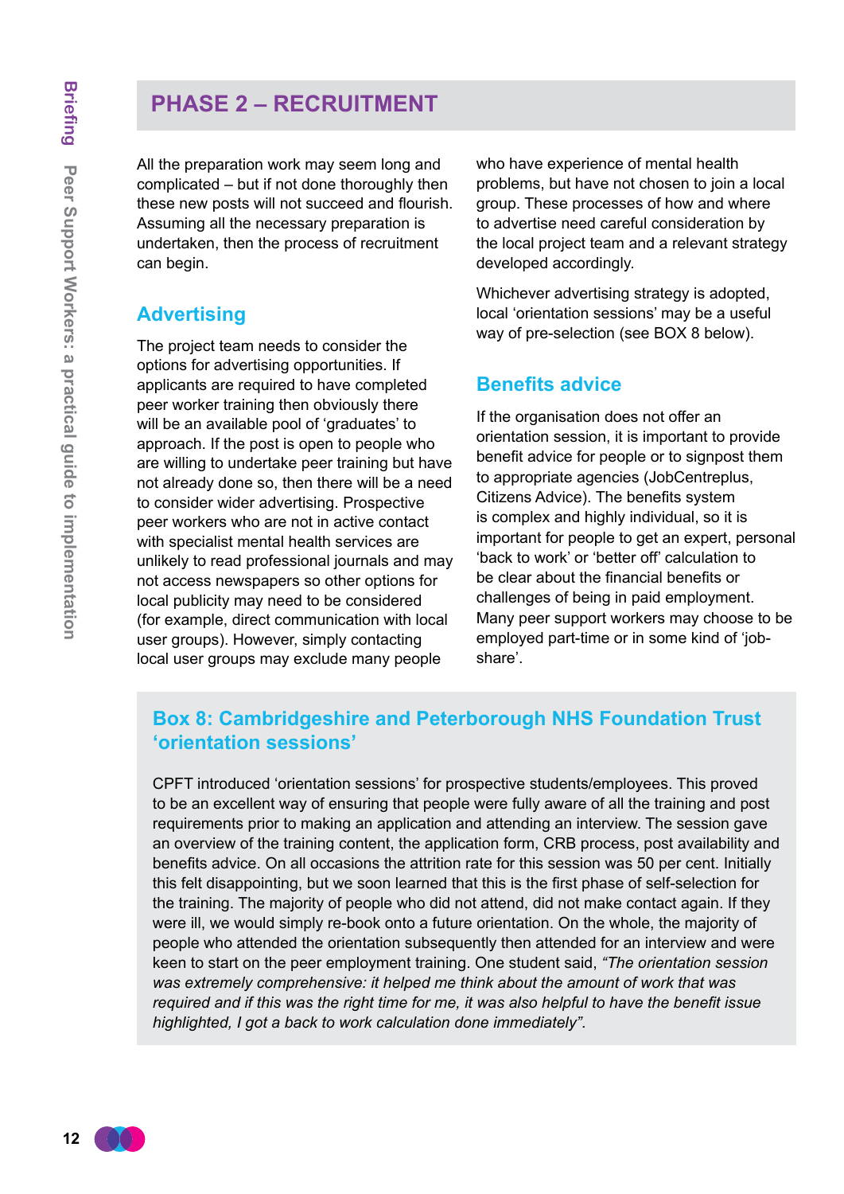## PHASE 2 – RECRUITMENT

All the preparation work may seem long and complicated – but if not done thoroughly then these new posts will not succeed and flourish. Assuming all the necessary preparation is undertaken, then the process of recruitment can begin.

### Advertising

The project team needs to consider the options for advertising opportunities. If applicants are required to have completed peer worker training then obviously there will be an available pool of 'graduates' to approach. If the post is open to people who are willing to undertake peer training but have not already done so, then there will be a need to consider wider advertising. Prospective peer workers who are not in active contact with specialist mental health services are unlikely to read professional journals and may not access newspapers so other options for local publicity may need to be considered (for example, direct communication with local user groups). However, simply contacting local user groups may exclude many people who have experience of mental health problems, but have not chosen to join a local group. These processes of how and where to advertise need careful consideration by the local project team and a relevant strategy developed accordingly.

Whichever advertising strategy is adopted, local 'orientation sessions' may be a useful way of pre-selection (see BOX 8 below).

### Benefits advice

If the organisation does not offer an orientation session, it is important to provide benefit advice for people or to signpost them to appropriate agencies (JobCentreplus, Citizens Advice). The benefits system is complex and highly individual, so it is important for people to get an expert, personal 'back to work' or 'better off' calculation to be clear about the financial benefits or challenges of being in paid employment. Many peer support workers may choose to be employed part-time or in some kind of 'job-share'.

### Box 8: Cambridgeshire and Peterborough NHS Foundation Trust 'orientation sessions'

CPFT introduced 'orientation sessions' for prospective students/employees. This proved to be an excellent way of ensuring that people were fully aware of all the training and post requirements prior to making an application and attending an interview. The session gave an overview of the training content, the application form, CRB process, post availability and benefits advice. On all occasions the attrition rate for this session was 50 per cent. Initially this felt disappointing, but we soon learned that this is the first phase of self-selection for the training. The majority of people who did not attend, did not make contact again. If they were ill, we would simply re-book onto a future orientation. On the whole, the majority of people who attended the orientation subsequently then attended for an interview and were keen to start on the peer employment training. One student said, *"The orientation session was extremely comprehensive: it helped me think about the amount of work that was required and if this was the right time for me, it was also helpful to have the benefit issue highlighted, I got a back to work calculation done immediately"*.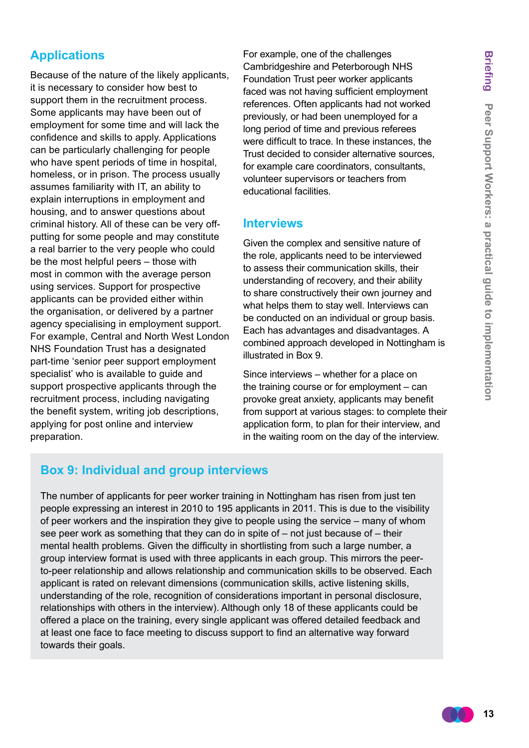## Applications

Because of the nature of the likely applicants, it is necessary to consider how best to support them in the recruitment process. Some applicants may have been out of employment for some time and will lack the confidence and skills to apply. Applications can be particularly challenging for people who have spent periods of time in hospital, homeless, or in prison. The process usually assumes familiarity with IT, an ability to explain interruptions in employment and housing, and to answer questions about criminal history. All of these can be very off-putting for some people and may constitute a real barrier to the very people who could be the most helpful peers – those with most in common with the average person using services. Support for prospective applicants can be provided either within the organisation, or delivered by a partner agency specialising in employment support. For example, Central and North West London NHS Foundation Trust has a designated part-time 'senior peer support employment specialist' who is available to guide and support prospective applicants through the recruitment process, including navigating the benefit system, writing job descriptions, applying for post online and interview preparation.

For example, one of the challenges Cambridgeshire and Peterborough NHS Foundation Trust peer worker applicants faced was not having sufficient employment references. Often applicants had not worked previously, or had been unemployed for a long period of time and previous referees were difficult to trace. In these instances, the Trust decided to consider alternative sources, for example care coordinators, consultants, volunteer supervisors or teachers from educational facilities.

## Interviews

Given the complex and sensitive nature of the role, applicants need to be interviewed to assess their communication skills, their understanding of recovery, and their ability to share constructively their own journey and what helps them to stay well. Interviews can be conducted on an individual or group basis. Each has advantages and disadvantages. A combined approach developed in Nottingham is illustrated in Box 9.

Since interviews – whether for a place on the training course or for employment – can provoke great anxiety, applicants may benefit from support at various stages: to complete their application form, to plan for their interview, and in the waiting room on the day of the interview.

### Box 9: Individual and group interviews

The number of applicants for peer worker training in Nottingham has risen from just ten people expressing an interest in 2010 to 195 applicants in 2011. This is due to the visibility of peer workers and the inspiration they give to people using the service – many of whom see peer work as something that they can do in spite of – not just because of – their mental health problems. Given the difficulty in shortlisting from such a large number, a group interview format is used with three applicants in each group. This mirrors the peer-to-peer relationship and allows relationship and communication skills to be observed. Each applicant is rated on relevant dimensions (communication skills, active listening skills, understanding of the role, recognition of considerations important in personal disclosure, relationships with others in the interview). Although only 18 of these applicants could be offered a place on the training, every single applicant was offered detailed feedback and at least one face to face meeting to discuss support to find an alternative way forward towards their goals.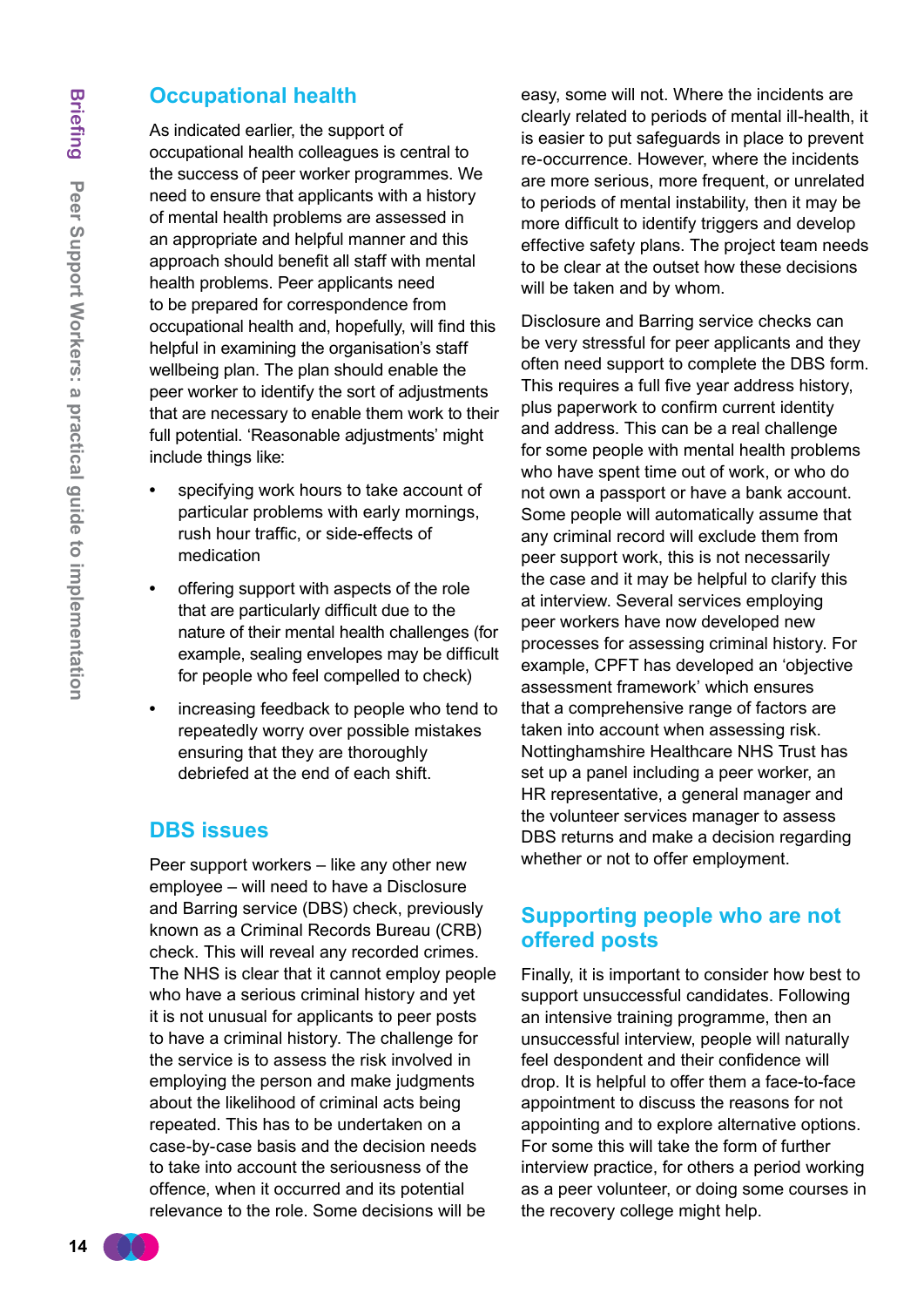## Occupational health

As indicated earlier, the support of occupational health colleagues is central to the success of peer worker programmes. We need to ensure that applicants with a history of mental health problems are assessed in an appropriate and helpful manner and this approach should benefit all staff with mental health problems. Peer applicants need to be prepared for correspondence from occupational health and, hopefully, will find this helpful in examining the organisation's staff wellbeing plan. The plan should enable the peer worker to identify the sort of adjustments that are necessary to enable them work to their full potential. 'Reasonable adjustments' might include things like:

- specifying work hours to take account of particular problems with early mornings, rush hour traffic, or side-effects of medication
- offering support with aspects of the role that are particularly difficult due to the nature of their mental health challenges (for example, sealing envelopes may be difficult for people who feel compelled to check)
- increasing feedback to people who tend to repeatedly worry over possible mistakes ensuring that they are thoroughly debriefed at the end of each shift.

## DBS issues

Peer support workers – like any other new employee – will need to have a Disclosure and Barring service (DBS) check, previously known as a Criminal Records Bureau (CRB) check. This will reveal any recorded crimes. The NHS is clear that it cannot employ people who have a serious criminal history and yet it is not unusual for applicants to peer posts to have a criminal history. The challenge for the service is to assess the risk involved in employing the person and make judgments about the likelihood of criminal acts being repeated. This has to be undertaken on a case-by-case basis and the decision needs to take into account the seriousness of the offence, when it occurred and its potential relevance to the role. Some decisions will be easy, some will not. Where the incidents are clearly related to periods of mental ill-health, it is easier to put safeguards in place to prevent re-occurrence. However, where the incidents are more serious, more frequent, or unrelated to periods of mental instability, then it may be more difficult to identify triggers and develop effective safety plans. The project team needs to be clear at the outset how these decisions will be taken and by whom.

Disclosure and Barring service checks can be very stressful for peer applicants and they often need support to complete the DBS form. This requires a full five year address history, plus paperwork to confirm current identity and address. This can be a real challenge for some people with mental health problems who have spent time out of work, or who do not own a passport or have a bank account. Some people will automatically assume that any criminal record will exclude them from peer support work, this is not necessarily the case and it may be helpful to clarify this at interview. Several services employing peer workers have now developed new processes for assessing criminal history. For example, CPFT has developed an 'objective assessment framework' which ensures that a comprehensive range of factors are taken into account when assessing risk. Nottinghamshire Healthcare NHS Trust has set up a panel including a peer worker, an HR representative, a general manager and the volunteer services manager to assess DBS returns and make a decision regarding whether or not to offer employment.

## Supporting people who are not offered posts

Finally, it is important to consider how best to support unsuccessful candidates. Following an intensive training programme, then an unsuccessful interview, people will naturally feel despondent and their confidence will drop. It is helpful to offer them a face-to-face appointment to discuss the reasons for not appointing and to explore alternative options. For some this will take the form of further interview practice, for others a period working as a peer volunteer, or doing some courses in the recovery college might help.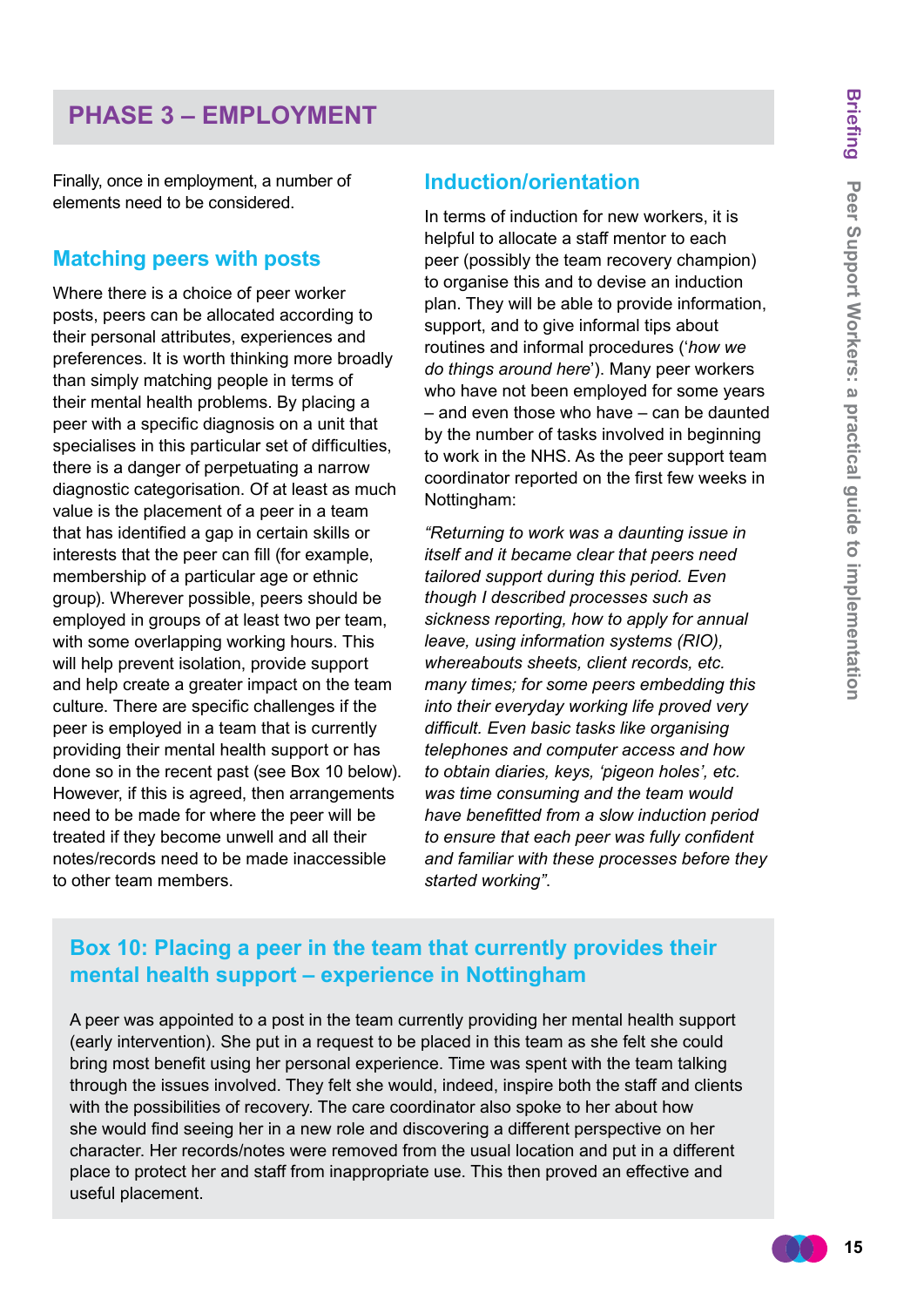## PHASE 3 – EMPLOYMENT

Finally, once in employment, a number of elements need to be considered.

### Matching peers with posts

Where there is a choice of peer worker posts, peers can be allocated according to their personal attributes, experiences and preferences. It is worth thinking more broadly than simply matching people in terms of their mental health problems. By placing a peer with a specific diagnosis on a unit that specialises in this particular set of difficulties, there is a danger of perpetuating a narrow diagnostic categorisation. Of at least as much value is the placement of a peer in a team that has identified a gap in certain skills or interests that the peer can fill (for example, membership of a particular age or ethnic group). Wherever possible, peers should be employed in groups of at least two per team, with some overlapping working hours. This will help prevent isolation, provide support and help create a greater impact on the team culture. There are specific challenges if the peer is employed in a team that is currently providing their mental health support or has done so in the recent past (see Box 10 below). However, if this is agreed, then arrangements need to be made for where the peer will be treated if they become unwell and all their notes/records need to be made inaccessible to other team members.

### Induction/orientation

In terms of induction for new workers, it is helpful to allocate a staff mentor to each peer (possibly the team recovery champion) to organise this and to devise an induction plan. They will be able to provide information, support, and to give informal tips about routines and informal procedures ('*how we do things around here*'). Many peer workers who have not been employed for some years – and even those who have – can be daunted by the number of tasks involved in beginning to work in the NHS. As the peer support team coordinator reported on the first few weeks in Nottingham:

*"Returning to work was a daunting issue in itself and it became clear that peers need tailored support during this period. Even though I described processes such as sickness reporting, how to apply for annual leave, using information systems (RIO), whereabouts sheets, client records, etc. many times; for some peers embedding this into their everyday working life proved very difficult. Even basic tasks like organising telephones and computer access and how to obtain diaries, keys, 'pigeon holes', etc. was time consuming and the team would have benefitted from a slow induction period to ensure that each peer was fully confident and familiar with these processes before they started working".*

### Box 10: Placing a peer in the team that currently provides their mental health support – experience in Nottingham

A peer was appointed to a post in the team currently providing her mental health support (early intervention). She put in a request to be placed in this team as she felt she could bring most benefit using her personal experience. Time was spent with the team talking through the issues involved. They felt she would, indeed, inspire both the staff and clients with the possibilities of recovery. The care coordinator also spoke to her about how she would find seeing her in a new role and discovering a different perspective on her character. Her records/notes were removed from the usual location and put in a different place to protect her and staff from inappropriate use. This then proved an effective and useful placement.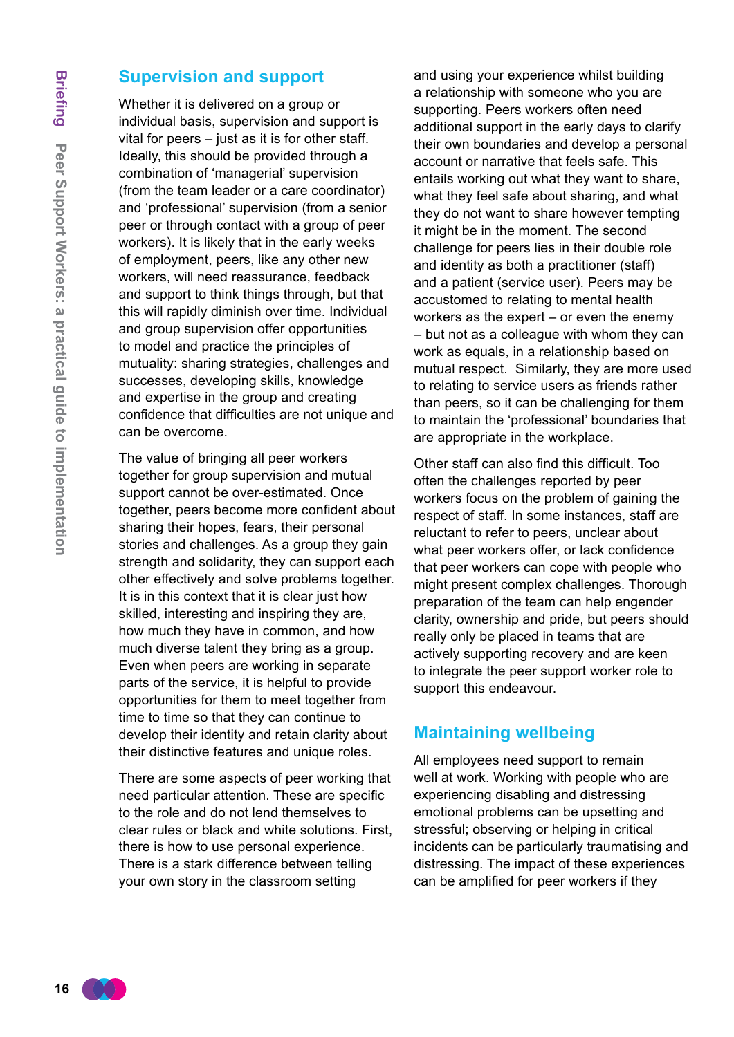## Supervision and support

Whether it is delivered on a group or individual basis, supervision and support is vital for peers – just as it is for other staff. Ideally, this should be provided through a combination of 'managerial' supervision (from the team leader or a care coordinator) and 'professional' supervision (from a senior peer or through contact with a group of peer workers). It is likely that in the early weeks of employment, peers, like any other new workers, will need reassurance, feedback and support to think things through, but that this will rapidly diminish over time. Individual and group supervision offer opportunities to model and practice the principles of mutuality: sharing strategies, challenges and successes, developing skills, knowledge and expertise in the group and creating confidence that difficulties are not unique and can be overcome.

The value of bringing all peer workers together for group supervision and mutual support cannot be over-estimated. Once together, peers become more confident about sharing their hopes, fears, their personal stories and challenges. As a group they gain strength and solidarity, they can support each other effectively and solve problems together. It is in this context that it is clear just how skilled, interesting and inspiring they are, how much they have in common, and how much diverse talent they bring as a group. Even when peers are working in separate parts of the service, it is helpful to provide opportunities for them to meet together from time to time so that they can continue to develop their identity and retain clarity about their distinctive features and unique roles.

There are some aspects of peer working that need particular attention. These are specific to the role and do not lend themselves to clear rules or black and white solutions. First, there is how to use personal experience. There is a stark difference between telling your own story in the classroom setting and using your experience whilst building a relationship with someone who you are supporting. Peers workers often need additional support in the early days to clarify their own boundaries and develop a personal account or narrative that feels safe. This entails working out what they want to share, what they feel safe about sharing, and what they do not want to share however tempting it might be in the moment. The second challenge for peers lies in their double role and identity as both a practitioner (staff) and a patient (service user). Peers may be accustomed to relating to mental health workers as the expert – or even the enemy – but not as a colleague with whom they can work as equals, in a relationship based on mutual respect. Similarly, they are more used to relating to service users as friends rather than peers, so it can be challenging for them to maintain the 'professional' boundaries that are appropriate in the workplace.

Other staff can also find this difficult. Too often the challenges reported by peer workers focus on the problem of gaining the respect of staff. In some instances, staff are reluctant to refer to peers, unclear about what peer workers offer, or lack confidence that peer workers can cope with people who might present complex challenges. Thorough preparation of the team can help engender clarity, ownership and pride, but peers should really only be placed in teams that are actively supporting recovery and are keen to integrate the peer support worker role to support this endeavour.

## Maintaining wellbeing

All employees need support to remain well at work. Working with people who are experiencing disabling and distressing emotional problems can be upsetting and stressful; observing or helping in critical incidents can be particularly traumatising and distressing. The impact of these experiences can be amplified for peer workers if they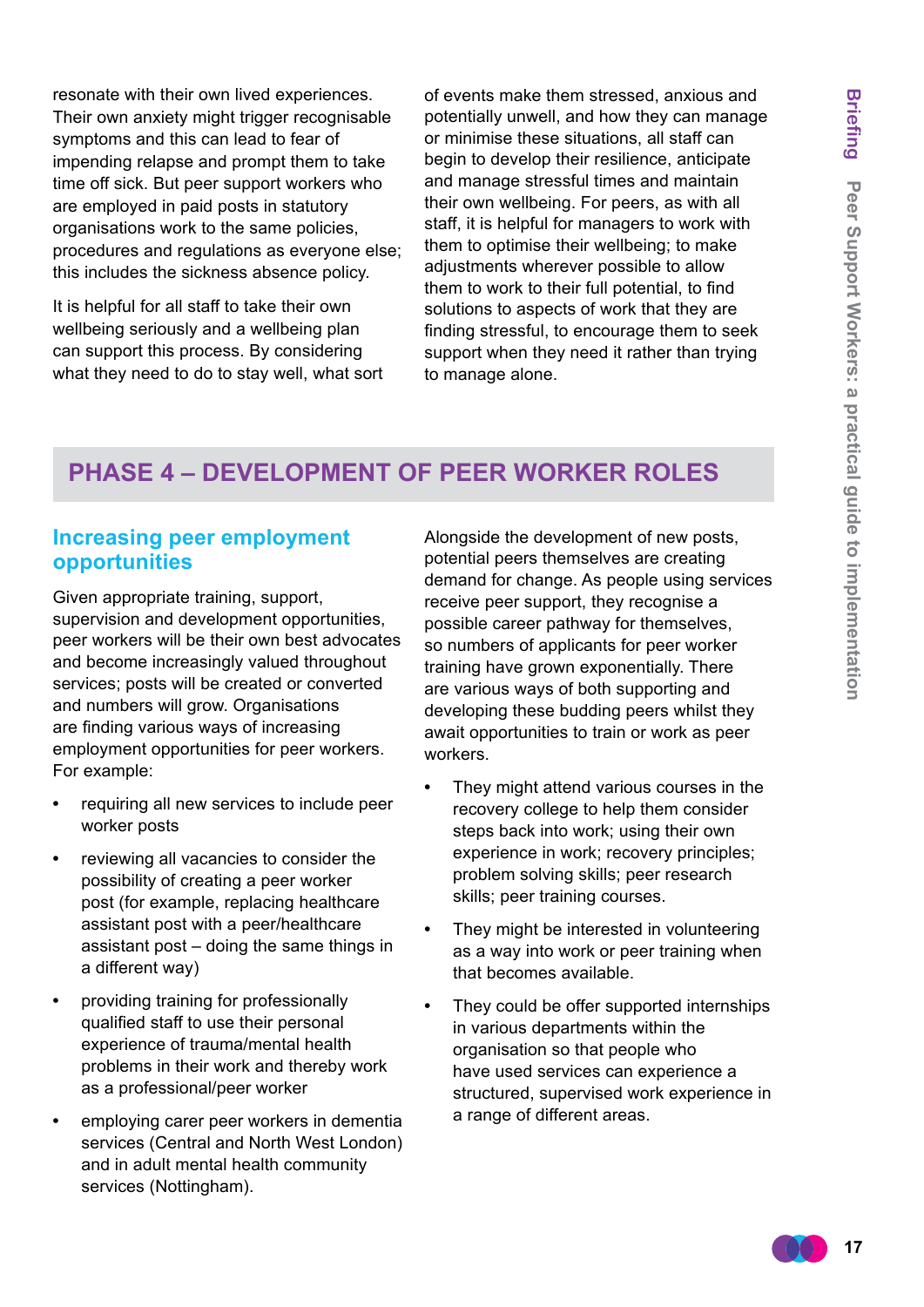resonate with their own lived experiences. Their own anxiety might trigger recognisable symptoms and this can lead to fear of impending relapse and prompt them to take time off sick. But peer support workers who are employed in paid posts in statutory organisations work to the same policies, procedures and regulations as everyone else; this includes the sickness absence policy.

It is helpful for all staff to take their own wellbeing seriously and a wellbeing plan can support this process. By considering what they need to do to stay well, what sort of events make them stressed, anxious and potentially unwell, and how they can manage or minimise these situations, all staff can begin to develop their resilience, anticipate and manage stressful times and maintain their own wellbeing. For peers, as with all staff, it is helpful for managers to work with them to optimise their wellbeing; to make adjustments wherever possible to allow them to work to their full potential, to find solutions to aspects of work that they are finding stressful, to encourage them to seek support when they need it rather than trying to manage alone.

## PHASE 4 – DEVELOPMENT OF PEER WORKER ROLES

### Increasing peer employment opportunities

Given appropriate training, support, supervision and development opportunities, peer workers will be their own best advocates and become increasingly valued throughout services; posts will be created or converted and numbers will grow. Organisations are finding various ways of increasing employment opportunities for peer workers. For example:

- requiring all new services to include peer worker posts
- reviewing all vacancies to consider the possibility of creating a peer worker post (for example, replacing healthcare assistant post with a peer/healthcare assistant post – doing the same things in a different way)
- providing training for professionally qualified staff to use their personal experience of trauma/mental health problems in their work and thereby work as a professional/peer worker
- employing carer peer workers in dementia services (Central and North West London) and in adult mental health community services (Nottingham).

Alongside the development of new posts, potential peers themselves are creating demand for change. As people using services receive peer support, they recognise a possible career pathway for themselves, so numbers of applicants for peer worker training have grown exponentially. There are various ways of both supporting and developing these budding peers whilst they await opportunities to train or work as peer workers.

- They might attend various courses in the recovery college to help them consider steps back into work; using their own experience in work; recovery principles; problem solving skills; peer research skills; peer training courses.
- They might be interested in volunteering as a way into work or peer training when that becomes available.
- They could be offer supported internships in various departments within the organisation so that people who have used services can experience a structured, supervised work experience in a range of different areas.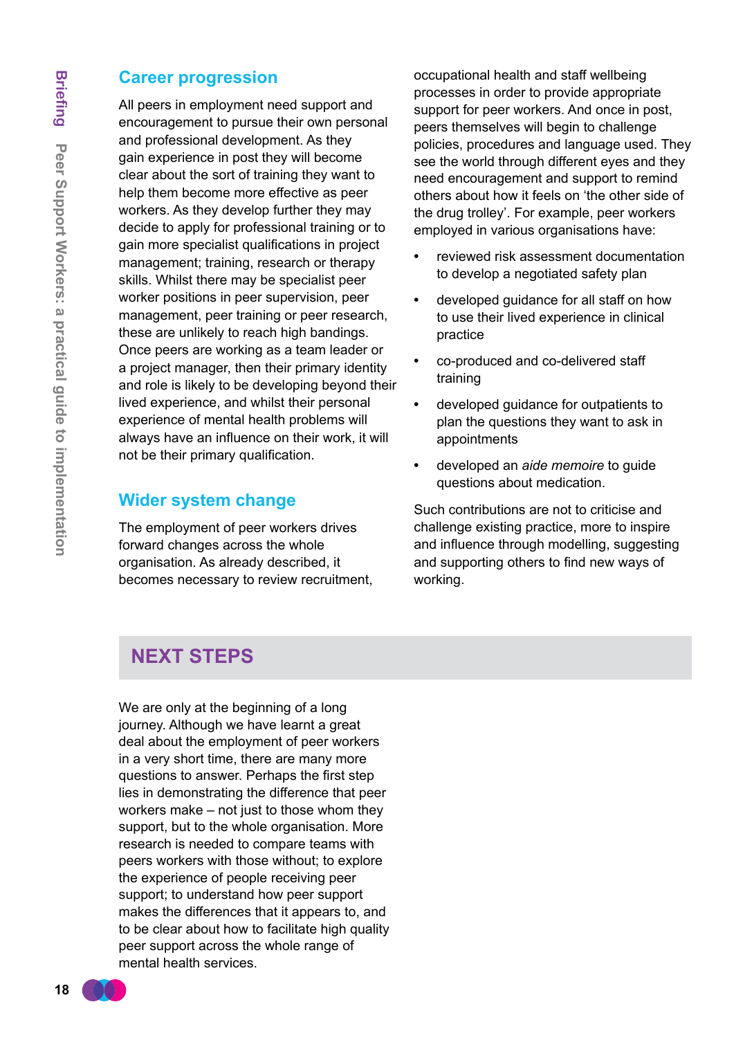## Career progression

All peers in employment need support and encouragement to pursue their own personal and professional development. As they gain experience in post they will become clear about the sort of training they want to help them become more effective as peer workers. As they develop further they may decide to apply for professional training or to gain more specialist qualifications in project management; training, research or therapy skills. Whilst there may be specialist peer worker positions in peer supervision, peer management, peer training or peer research, these are unlikely to reach high bandings. Once peers are working as a team leader or a project manager, then their primary identity and role is likely to be developing beyond their lived experience, and whilst their personal experience of mental health problems will always have an influence on their work, it will not be their primary qualification.

## Wider system change

The employment of peer workers drives forward changes across the whole organisation. As already described, it becomes necessary to review recruitment, occupational health and staff wellbeing processes in order to provide appropriate support for peer workers. And once in post, peers themselves will begin to challenge policies, procedures and language used. They see the world through different eyes and they need encouragement and support to remind others about how it feels on 'the other side of the drug trolley'. For example, peer workers employed in various organisations have:

- reviewed risk assessment documentation to develop a negotiated safety plan
- developed guidance for all staff on how to use their lived experience in clinical practice
- co-produced and co-delivered staff training
- developed guidance for outpatients to plan the questions they want to ask in appointments
- developed an *aide memoire* to guide questions about medication.

Such contributions are not to criticise and challenge existing practice, more to inspire and influence through modelling, suggesting and supporting others to find new ways of working.

## NEXT STEPS

We are only at the beginning of a long journey. Although we have learnt a great deal about the employment of peer workers in a very short time, there are many more questions to answer. Perhaps the first step lies in demonstrating the difference that peer workers make – not just to those whom they support, but to the whole organisation. More research is needed to compare teams with peers workers with those without; to explore the experience of people receiving peer support; to understand how peer support makes the differences that it appears to, and to be clear about how to facilitate high quality peer support across the whole range of mental health services.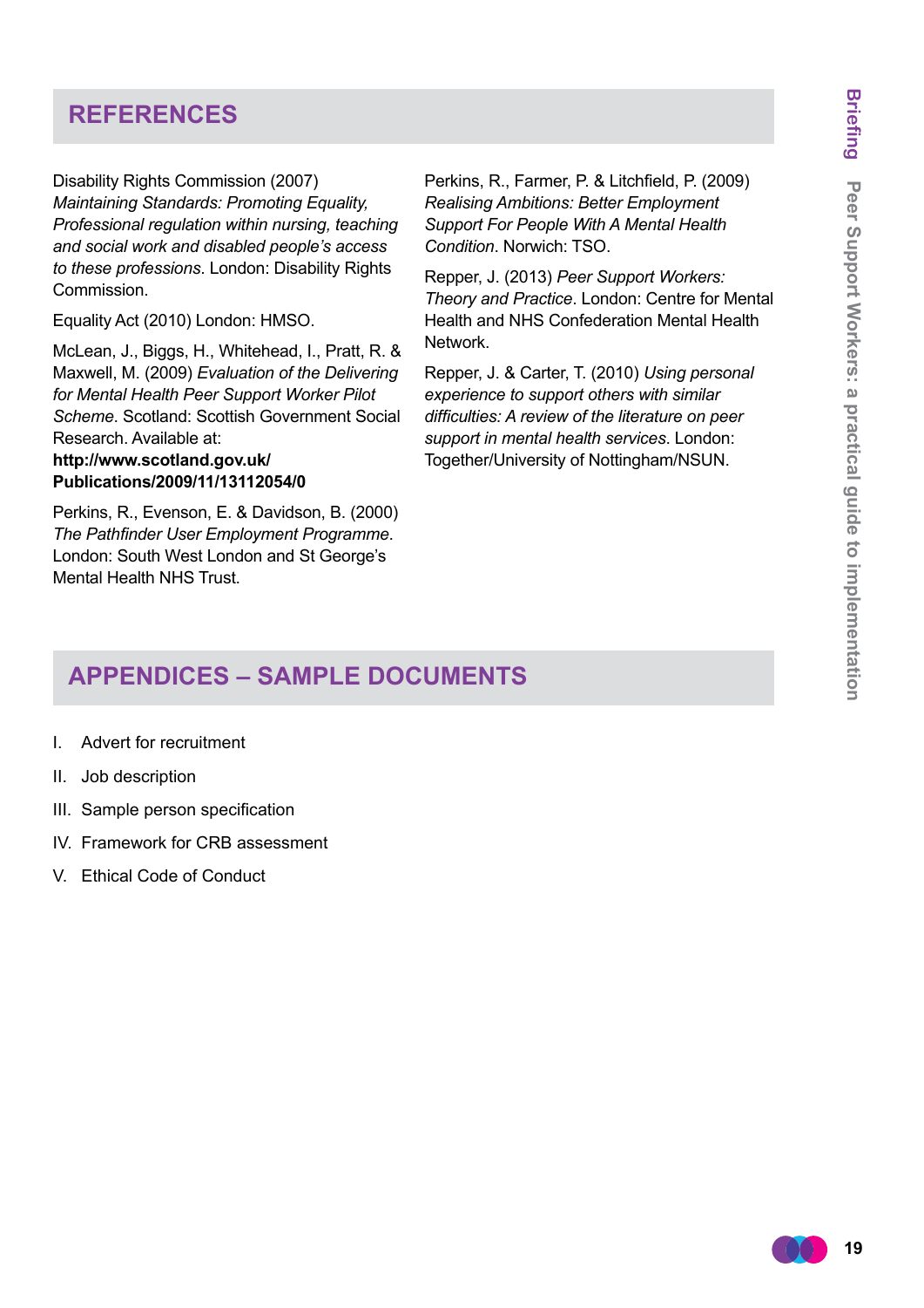## REFERENCES

Disability Rights Commission (2007) *Maintaining Standards: Promoting Equality, Professional regulation within nursing, teaching and social work and disabled people's access to these professions*. London: Disability Rights Commission.

Equality Act (2010) London: HMSO.

McLean, J., Biggs, H., Whitehead, I., Pratt, R. & Maxwell, M. (2009) *Evaluation of the Delivering for Mental Health Peer Support Worker Pilot Scheme*. Scotland: Scottish Government Social Research. Available at: **http://www.scotland.gov.uk/Publications/2009/11/13112054/0**

Perkins, R., Evenson, E. & Davidson, B. (2000) *The Pathfinder User Employment Programme*. London: South West London and St George's Mental Health NHS Trust.

Perkins, R., Farmer, P. & Litchfield, P. (2009) *Realising Ambitions: Better Employment Support For People With A Mental Health Condition*. Norwich: TSO.

Repper, J. (2013) *Peer Support Workers: Theory and Practice*. London: Centre for Mental Health and NHS Confederation Mental Health Network.

Repper, J. & Carter, T. (2010) *Using personal experience to support others with similar difficulties: A review of the literature on peer support in mental health services*. London: Together/University of Nottingham/NSUN.

## APPENDICES – SAMPLE DOCUMENTS

I. Advert for recruitment

II. Job description

III. Sample person specification

IV. Framework for CRB assessment

V. Ethical Code of Conduct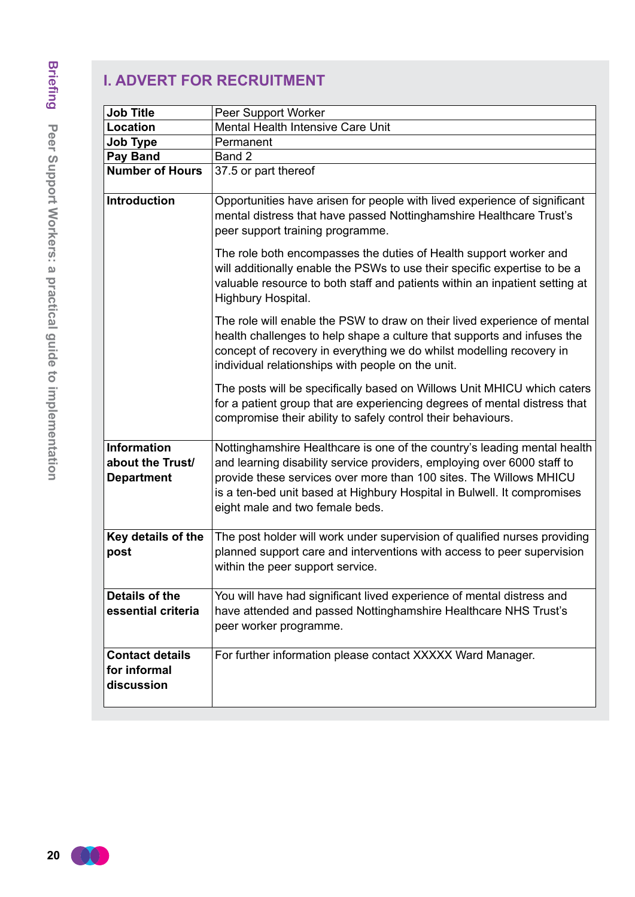## I. ADVERT FOR RECRUITMENT

| **Job Title** | Peer Support Worker |
|---|---|
| **Location** | Mental Health Intensive Care Unit |
| **Job Type** | Permanent |
| **Pay Band** | Band 2 |
| **Number of Hours** | 37.5 or part thereof |
| **Introduction** | Opportunities have arisen for people with lived experience of significant mental distress that have passed Nottinghamshire Healthcare Trust's peer support training programme.<br><br>The role both encompasses the duties of Health support worker and will additionally enable the PSWs to use their specific expertise to be a valuable resource to both staff and patients within an inpatient setting at Highbury Hospital.<br><br>The role will enable the PSW to draw on their lived experience of mental health challenges to help shape a culture that supports and infuses the concept of recovery in everything we do whilst modelling recovery in individual relationships with people on the unit.<br><br>The posts will be specifically based on Willows Unit MHICU which caters for a patient group that are experiencing degrees of mental distress that compromise their ability to safely control their behaviours. |
| **Information about the Trust/ Department** | Nottinghamshire Healthcare is one of the country's leading mental health and learning disability service providers, employing over 6000 staff to provide these services over more than 100 sites. The Willows MHICU is a ten-bed unit based at Highbury Hospital in Bulwell. It compromises eight male and two female beds. |
| **Key details of the post** | The post holder will work under supervision of qualified nurses providing planned support care and interventions with access to peer supervision within the peer support service. |
| **Details of the essential criteria** | You will have had significant lived experience of mental distress and have attended and passed Nottinghamshire Healthcare NHS Trust's peer worker programme. |
| **Contact details for informal discussion** | For further information please contact XXXXX Ward Manager. |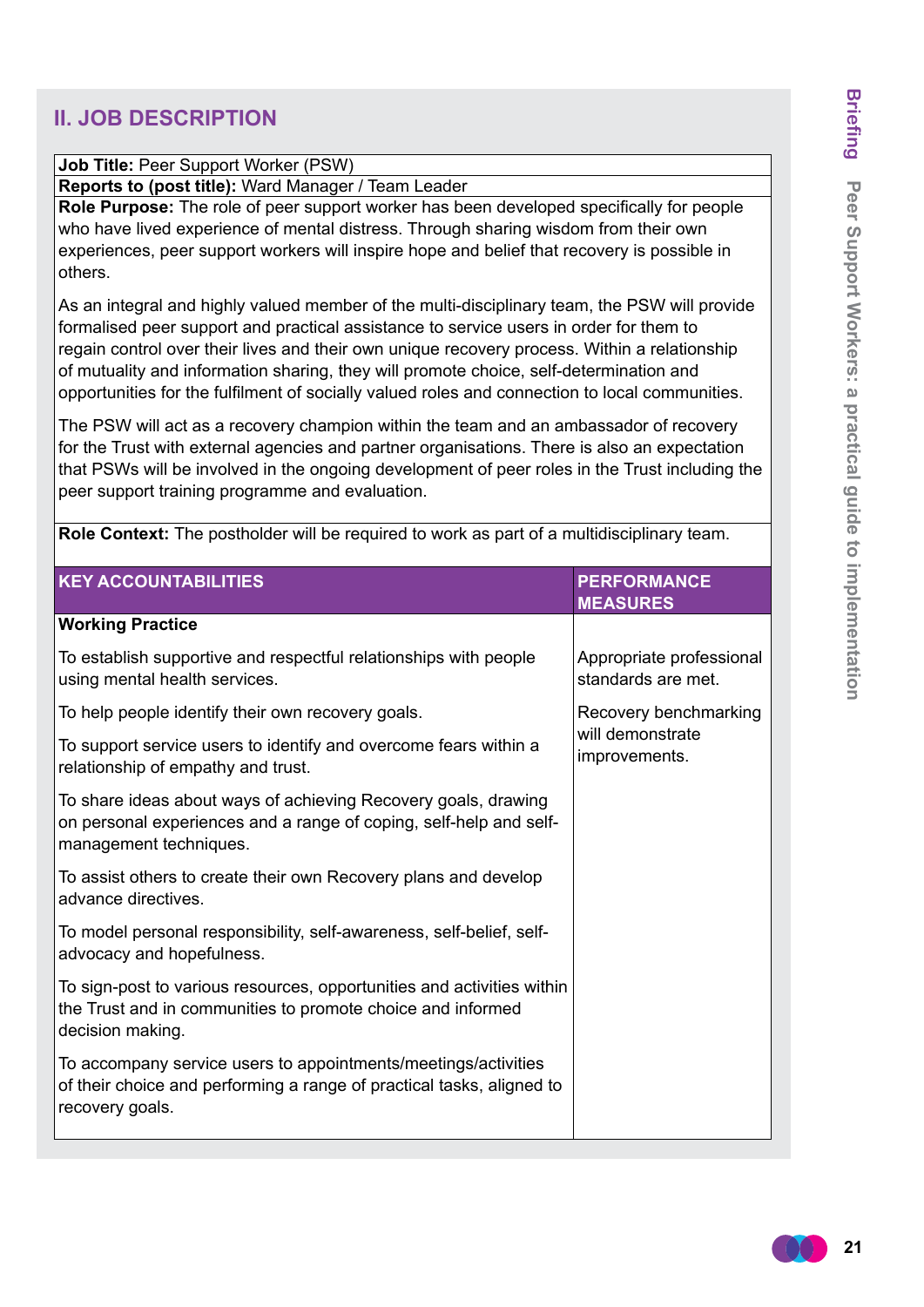## II. JOB DESCRIPTION

**Job Title:** Peer Support Worker (PSW)

**Reports to (post title):** Ward Manager / Team Leader

**Role Purpose:** The role of peer support worker has been developed specifically for people who have lived experience of mental distress. Through sharing wisdom from their own experiences, peer support workers will inspire hope and belief that recovery is possible in others.

As an integral and highly valued member of the multi-disciplinary team, the PSW will provide formalised peer support and practical assistance to service users in order for them to regain control over their lives and their own unique recovery process. Within a relationship of mutuality and information sharing, they will promote choice, self-determination and opportunities for the fulfilment of socially valued roles and connection to local communities.

The PSW will act as a recovery champion within the team and an ambassador of recovery for the Trust with external agencies and partner organisations. There is also an expectation that PSWs will be involved in the ongoing development of peer roles in the Trust including the peer support training programme and evaluation.

**Role Context:** The postholder will be required to work as part of a multidisciplinary team.

| KEY ACCOUNTABILITIES | PERFORMANCE MEASURES |
|---|---|
| **Working Practice** | |
| To establish supportive and respectful relationships with people using mental health services. | Appropriate professional standards are met. |
| To help people identify their own recovery goals. | Recovery benchmarking will demonstrate improvements. |
| To support service users to identify and overcome fears within a relationship of empathy and trust. | |
| To share ideas about ways of achieving Recovery goals, drawing on personal experiences and a range of coping, self-help and self-management techniques. | |
| To assist others to create their own Recovery plans and develop advance directives. | |
| To model personal responsibility, self-awareness, self-belief, self-advocacy and hopefulness. | |
| To sign-post to various resources, opportunities and activities within the Trust and in communities to promote choice and informed decision making. | |
| To accompany service users to appointments/meetings/activities of their choice and performing a range of practical tasks, aligned to recovery goals. | |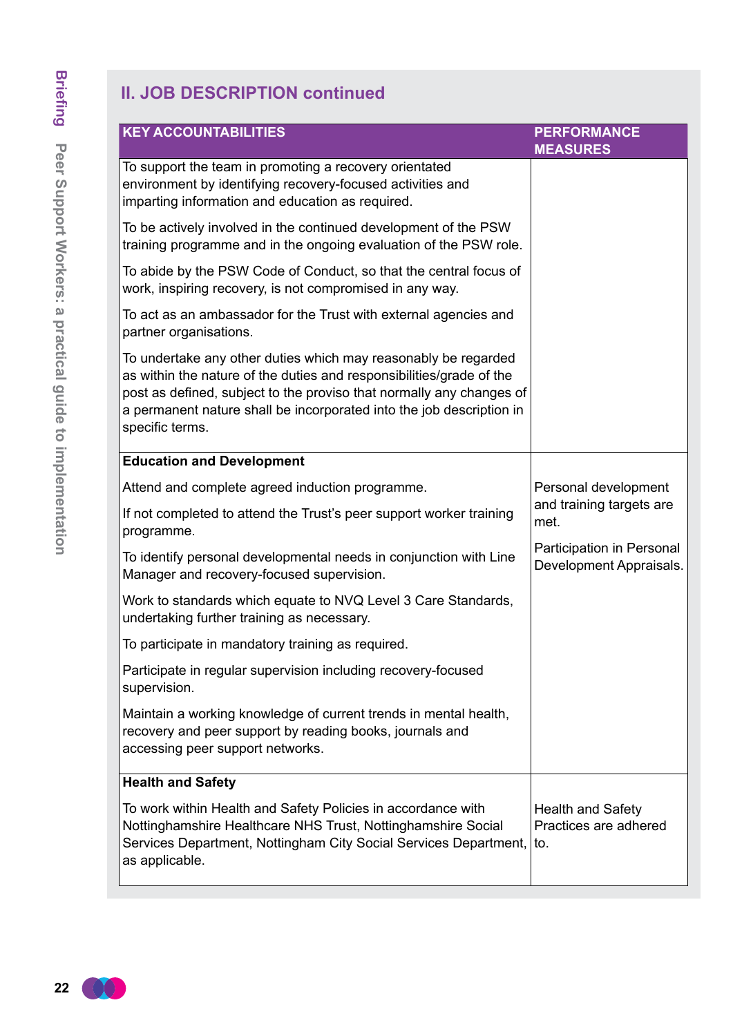## II. JOB DESCRIPTION continued

| KEY ACCOUNTABILITIES | PERFORMANCE MEASURES |
|---|---|
| To support the team in promoting a recovery orientated environment by identifying recovery-focused activities and imparting information and education as required.<br><br>To be actively involved in the continued development of the PSW training programme and in the ongoing evaluation of the PSW role.<br><br>To abide by the PSW Code of Conduct, so that the central focus of work, inspiring recovery, is not compromised in any way.<br><br>To act as an ambassador for the Trust with external agencies and partner organisations.<br><br>To undertake any other duties which may reasonably be regarded as within the nature of the duties and responsibilities/grade of the post as defined, subject to the proviso that normally any changes of a permanent nature shall be incorporated into the job description in specific terms. | |
| **Education and Development**<br><br>Attend and complete agreed induction programme.<br><br>If not completed to attend the Trust's peer support worker training programme.<br><br>To identify personal developmental needs in conjunction with Line Manager and recovery-focused supervision.<br><br>Work to standards which equate to NVQ Level 3 Care Standards, undertaking further training as necessary.<br><br>To participate in mandatory training as required.<br><br>Participate in regular supervision including recovery-focused supervision.<br><br>Maintain a working knowledge of current trends in mental health, recovery and peer support by reading books, journals and accessing peer support networks. | Personal development and training targets are met.<br><br>Participation in Personal Development Appraisals. |
| **Health and Safety**<br><br>To work within Health and Safety Policies in accordance with Nottinghamshire Healthcare NHS Trust, Nottinghamshire Social Services Department, Nottingham City Social Services Department, as applicable. | Health and Safety Practices are adhered to. |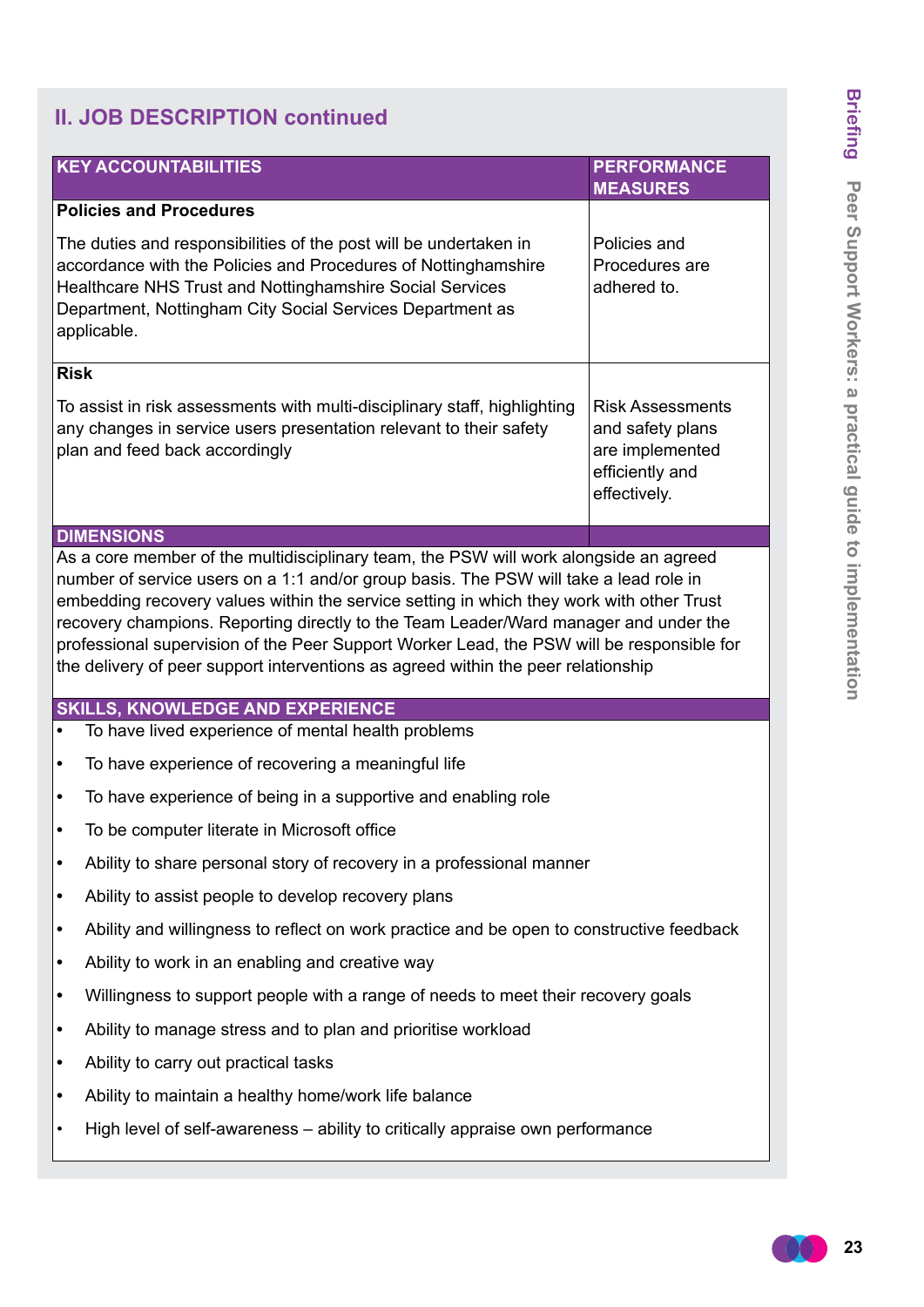## II. JOB DESCRIPTION continued

| KEY ACCOUNTABILITIES | PERFORMANCE MEASURES |
|---|---|
| **Policies and Procedures**<br><br>The duties and responsibilities of the post will be undertaken in accordance with the Policies and Procedures of Nottinghamshire Healthcare NHS Trust and Nottinghamshire Social Services Department, Nottingham City Social Services Department as applicable. | Policies and Procedures are adhered to. |
| **Risk**<br><br>To assist in risk assessments with multi-disciplinary staff, highlighting any changes in service users presentation relevant to their safety plan and feed back accordingly | Risk Assessments and safety plans are implemented efficiently and effectively. |

**DIMENSIONS**

As a core member of the multidisciplinary team, the PSW will work alongside an agreed number of service users on a 1:1 and/or group basis. The PSW will take a lead role in embedding recovery values within the service setting in which they work with other Trust recovery champions. Reporting directly to the Team Leader/Ward manager and under the professional supervision of the Peer Support Worker Lead, the PSW will be responsible for the delivery of peer support interventions as agreed within the peer relationship

**SKILLS, KNOWLEDGE AND EXPERIENCE**

- To have lived experience of mental health problems
- To have experience of recovering a meaningful life
- To have experience of being in a supportive and enabling role
- To be computer literate in Microsoft office
- Ability to share personal story of recovery in a professional manner
- Ability to assist people to develop recovery plans
- Ability and willingness to reflect on work practice and be open to constructive feedback
- Ability to work in an enabling and creative way
- Willingness to support people with a range of needs to meet their recovery goals
- Ability to manage stress and to plan and prioritise workload
- Ability to carry out practical tasks
- Ability to maintain a healthy home/work life balance
- High level of self-awareness – ability to critically appraise own performance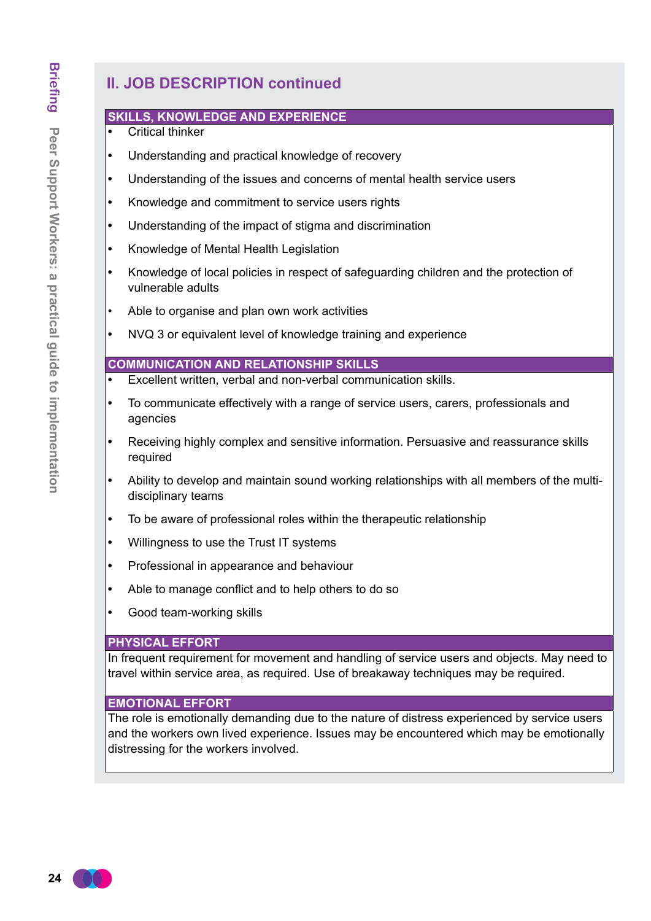## II. JOB DESCRIPTION continued

### SKILLS, KNOWLEDGE AND EXPERIENCE

- Critical thinker
- Understanding and practical knowledge of recovery
- Understanding of the issues and concerns of mental health service users
- Knowledge and commitment to service users rights
- Understanding of the impact of stigma and discrimination
- Knowledge of Mental Health Legislation
- Knowledge of local policies in respect of safeguarding children and the protection of vulnerable adults
- Able to organise and plan own work activities
- NVQ 3 or equivalent level of knowledge training and experience

### COMMUNICATION AND RELATIONSHIP SKILLS

- Excellent written, verbal and non-verbal communication skills.
- To communicate effectively with a range of service users, carers, professionals and agencies
- Receiving highly complex and sensitive information. Persuasive and reassurance skills required
- Ability to develop and maintain sound working relationships with all members of the multi-disciplinary teams
- To be aware of professional roles within the therapeutic relationship
- Willingness to use the Trust IT systems
- Professional in appearance and behaviour
- Able to manage conflict and to help others to do so
- Good team-working skills

### PHYSICAL EFFORT

In frequent requirement for movement and handling of service users and objects. May need to travel within service area, as required. Use of breakaway techniques may be required.

### EMOTIONAL EFFORT

The role is emotionally demanding due to the nature of distress experienced by service users and the workers own lived experience. Issues may be encountered which may be emotionally distressing for the workers involved.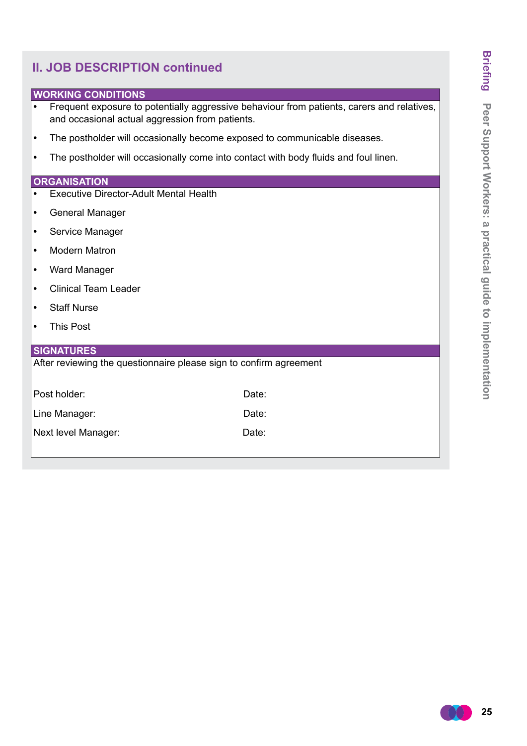## II. JOB DESCRIPTION continued

### WORKING CONDITIONS

- Frequent exposure to potentially aggressive behaviour from patients, carers and relatives, and occasional actual aggression from patients.
- The postholder will occasionally become exposed to communicable diseases.
- The postholder will occasionally come into contact with body fluids and foul linen.

### ORGANISATION

- Executive Director-Adult Mental Health
- General Manager
- Service Manager
- Modern Matron
- Ward Manager
- Clinical Team Leader
- Staff Nurse
- This Post

### SIGNATURES

After reviewing the questionnaire please sign to confirm agreement

| | |
|---|---|
| Post holder: | Date: |
| Line Manager: | Date: |
| Next level Manager: | Date: |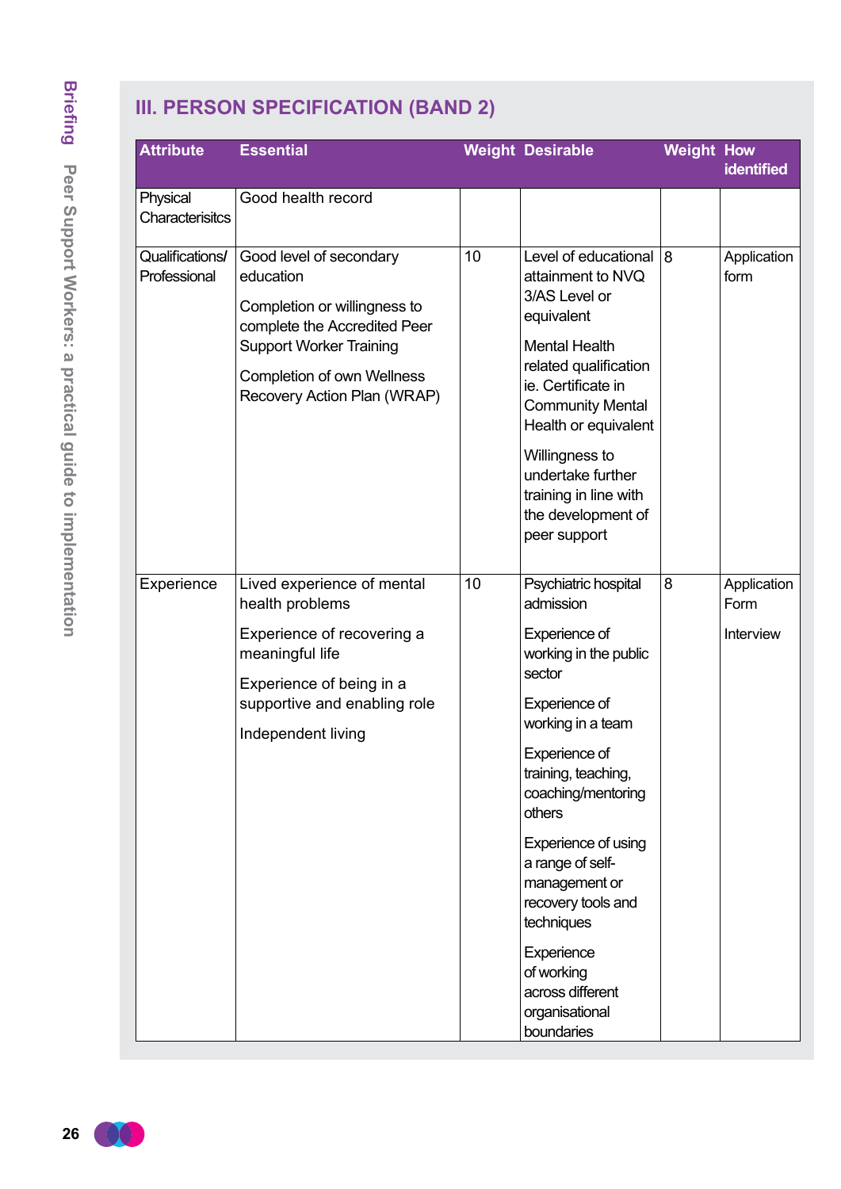## III. PERSON SPECIFICATION (BAND 2)

| Attribute | Essential | Weight | Desirable | Weight | How identified |
|---|---|---|---|---|---|
| Physical Characterisitcs | Good health record | | | | |
| Qualifications/ Professional | Good level of secondary education<br><br>Completion or willingness to complete the Accredited Peer Support Worker Training<br><br>Completion of own Wellness Recovery Action Plan (WRAP) | 10 | Level of educational attainment to NVQ 3/AS Level or equivalent<br><br>Mental Health related qualification ie. Certificate in Community Mental Health or equivalent<br><br>Willingness to undertake further training in line with the development of peer support | 8 | Application form |
| Experience | Lived experience of mental health problems<br><br>Experience of recovering a meaningful life<br><br>Experience of being in a supportive and enabling role<br><br>Independent living | 10 | Psychiatric hospital admission<br><br>Experience of working in the public sector<br><br>Experience of working in a team<br><br>Experience of training, teaching, coaching/mentoring others<br><br>Experience of using a range of self-management or recovery tools and techniques<br><br>Experience of working across different organisational boundaries | 8 | Application Form<br><br>Interview |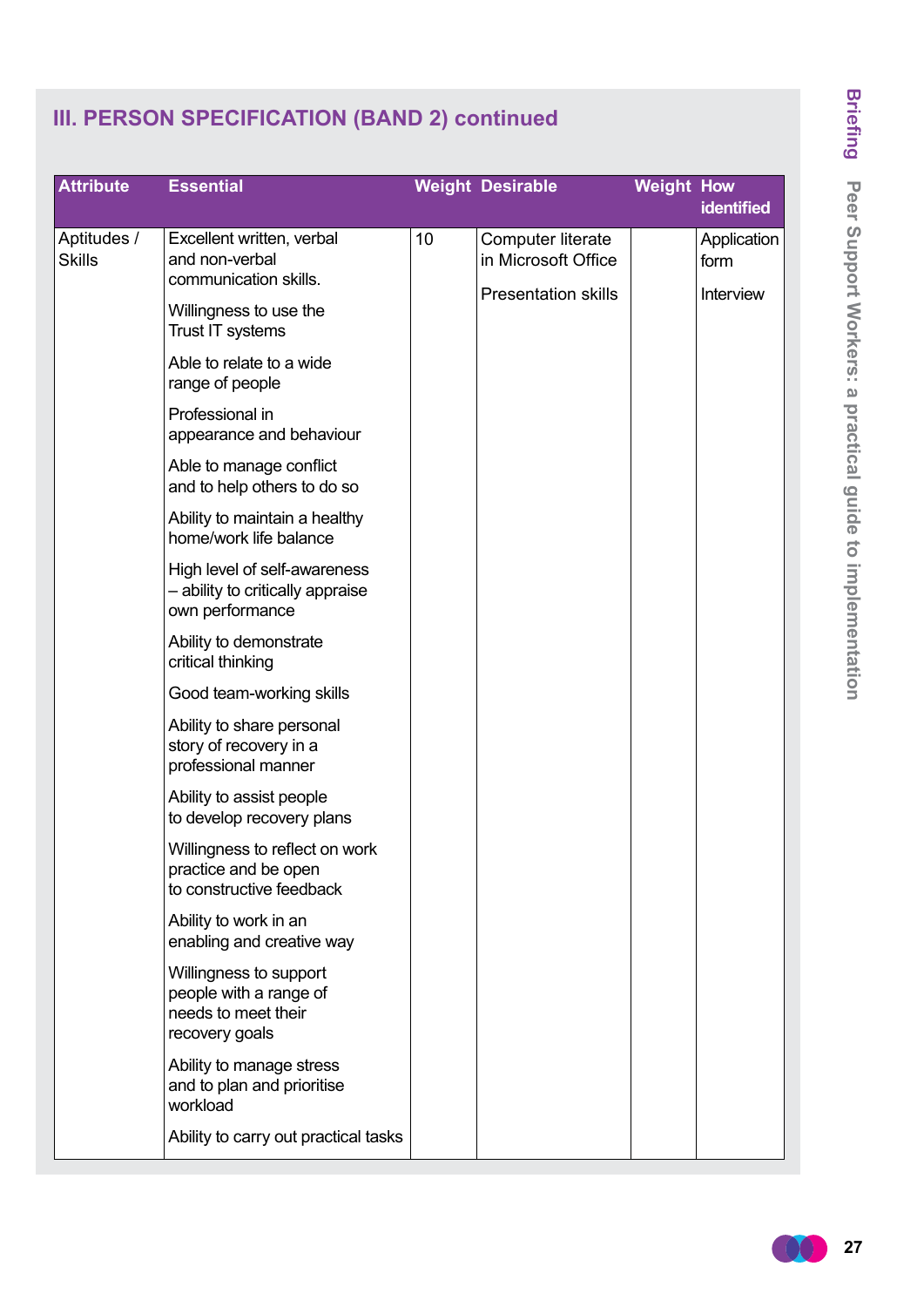## III. PERSON SPECIFICATION (BAND 2) continued

| Attribute | Essential | Weight | Desirable | Weight | How identified |
|---|---|---|---|---|---|
| Aptitudes / Skills | Excellent written, verbal and non-verbal communication skills.<br><br>Willingness to use the Trust IT systems<br><br>Able to relate to a wide range of people<br><br>Professional in appearance and behaviour<br><br>Able to manage conflict and to help others to do so<br><br>Ability to maintain a healthy home/work life balance<br><br>High level of self-awareness – ability to critically appraise own performance<br><br>Ability to demonstrate critical thinking<br><br>Good team-working skills<br><br>Ability to share personal story of recovery in a professional manner<br><br>Ability to assist people to develop recovery plans<br><br>Willingness to reflect on work practice and be open to constructive feedback<br><br>Ability to work in an enabling and creative way<br><br>Willingness to support people with a range of needs to meet their recovery goals<br><br>Ability to manage stress and to plan and prioritise workload<br><br>Ability to carry out practical tasks | 10 | Computer literate in Microsoft Office<br><br>Presentation skills | | Application form<br><br>Interview |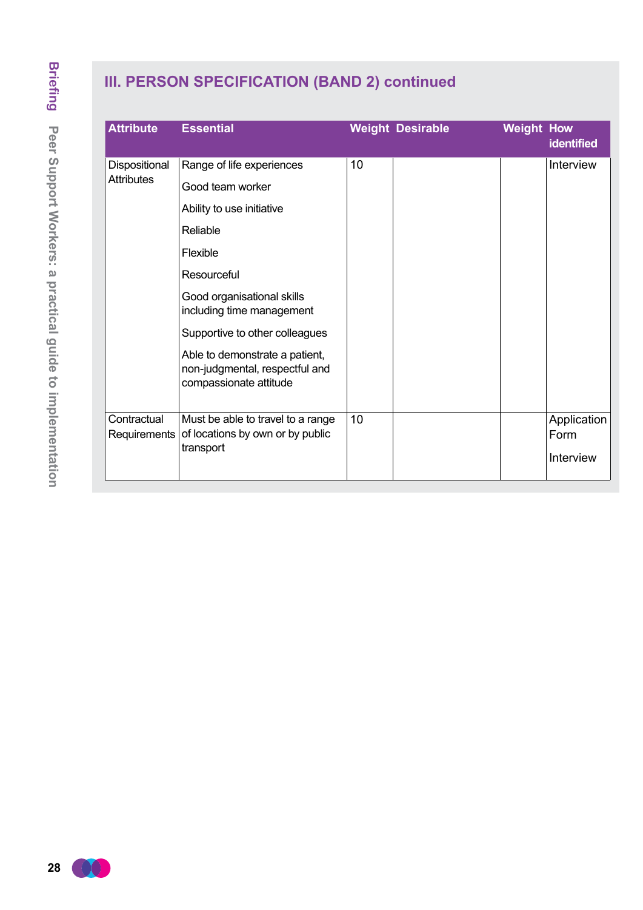## III. PERSON SPECIFICATION (BAND 2) continued

| Attribute | Essential | Weight | Desirable | Weight | How identified |
|---|---|---|---|---|---|
| Dispositional Attributes | Range of life experiences<br>Good team worker<br>Ability to use initiative<br>Reliable<br>Flexible<br>Resourceful<br>Good organisational skills including time management<br>Supportive to other colleagues<br>Able to demonstrate a patient, non-judgmental, respectful and compassionate attitude | 10 | | | Interview |
| Contractual Requirements | Must be able to travel to a range of locations by own or by public transport | 10 | | | Application Form<br>Interview |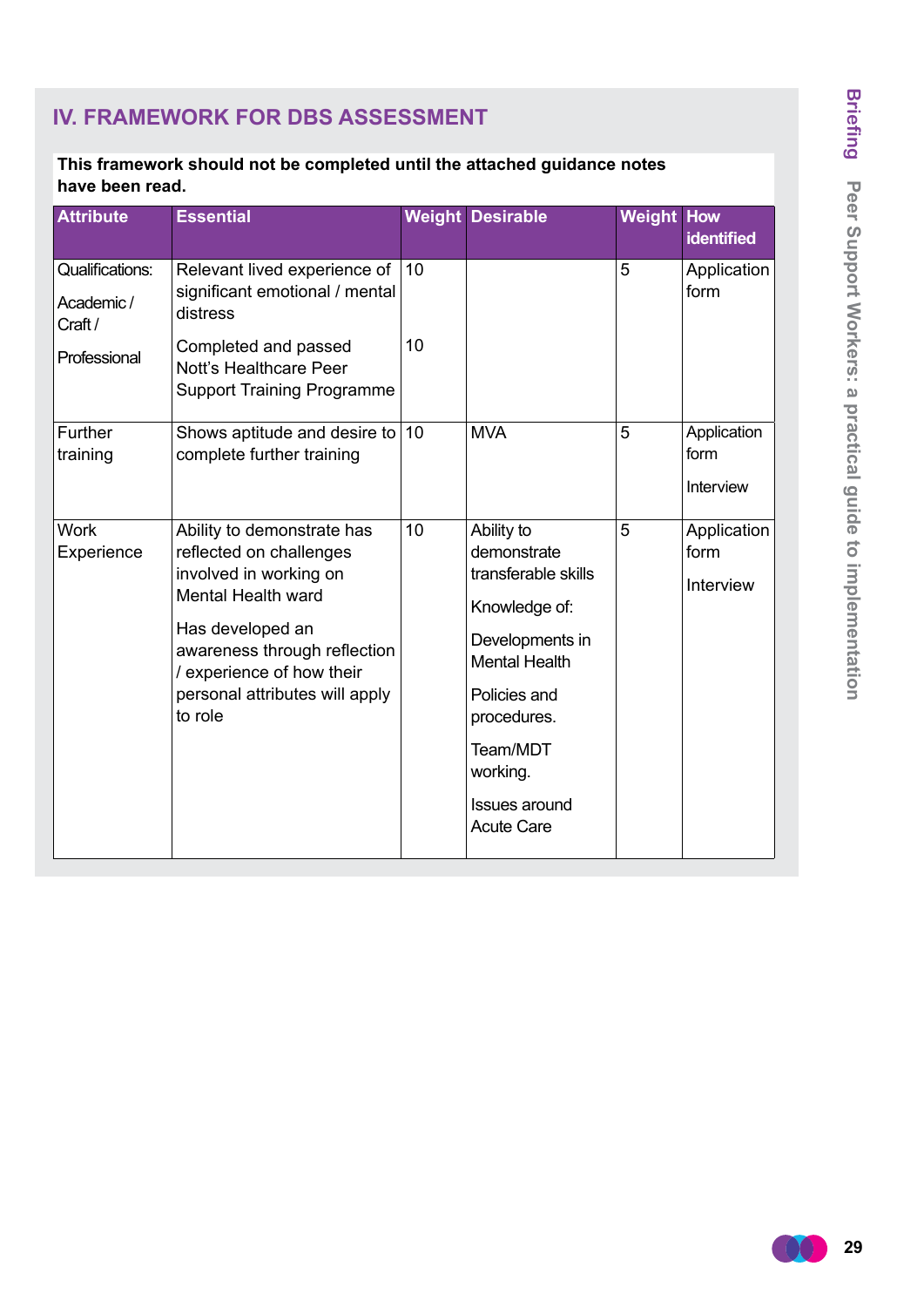## IV. FRAMEWORK FOR DBS ASSESSMENT

**This framework should not be completed until the attached guidance notes have been read.**

| Attribute | Essential | Weight | Desirable | Weight | How identified |
|---|---|---|---|---|---|
| Qualifications: Academic / Craft / Professional | Relevant lived experience of significant emotional / mental distress<br><br>Completed and passed Nott's Healthcare Peer Support Training Programme | 10<br><br>10 | | 5 | Application form |
| Further training | Shows aptitude and desire to complete further training | 10 | MVA | 5 | Application form<br><br>Interview |
| Work Experience | Ability to demonstrate has reflected on challenges involved in working on Mental Health ward<br><br>Has developed an awareness through reflection / experience of how their personal attributes will apply to role | 10 | Ability to demonstrate transferable skills<br><br>Knowledge of:<br><br>Developments in Mental Health<br><br>Policies and procedures.<br><br>Team/MDT working.<br><br>Issues around Acute Care | 5 | Application form<br><br>Interview |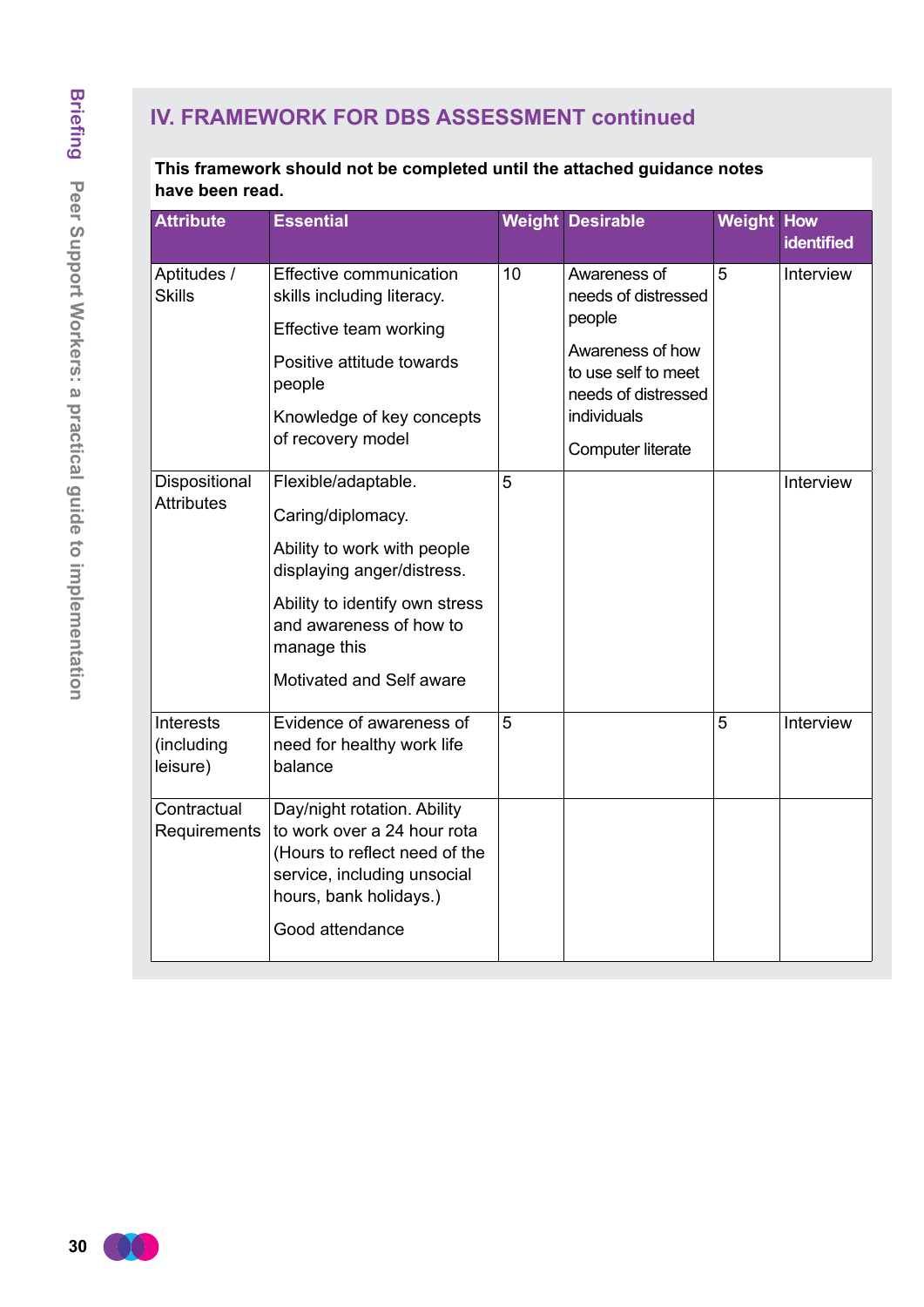## IV. FRAMEWORK FOR DBS ASSESSMENT continued

**This framework should not be completed until the attached guidance notes have been read.**

| Attribute | Essential | Weight | Desirable | Weight | How identified |
|---|---|---|---|---|---|
| Aptitudes / Skills | Effective communication skills including literacy.<br><br>Effective team working<br><br>Positive attitude towards people<br><br>Knowledge of key concepts of recovery model | 10 | Awareness of needs of distressed people<br><br>Awareness of how to use self to meet needs of distressed individuals<br><br>Computer literate | 5 | Interview |
| Dispositional Attributes | Flexible/adaptable.<br><br>Caring/diplomacy.<br><br>Ability to work with people displaying anger/distress.<br><br>Ability to identify own stress and awareness of how to manage this<br><br>Motivated and Self aware | 5 | | | Interview |
| Interests (including leisure) | Evidence of awareness of need for healthy work life balance | 5 | | 5 | Interview |
| Contractual Requirements | Day/night rotation. Ability to work over a 24 hour rota (Hours to reflect need of the service, including unsocial hours, bank holidays.)<br><br>Good attendance | | | | |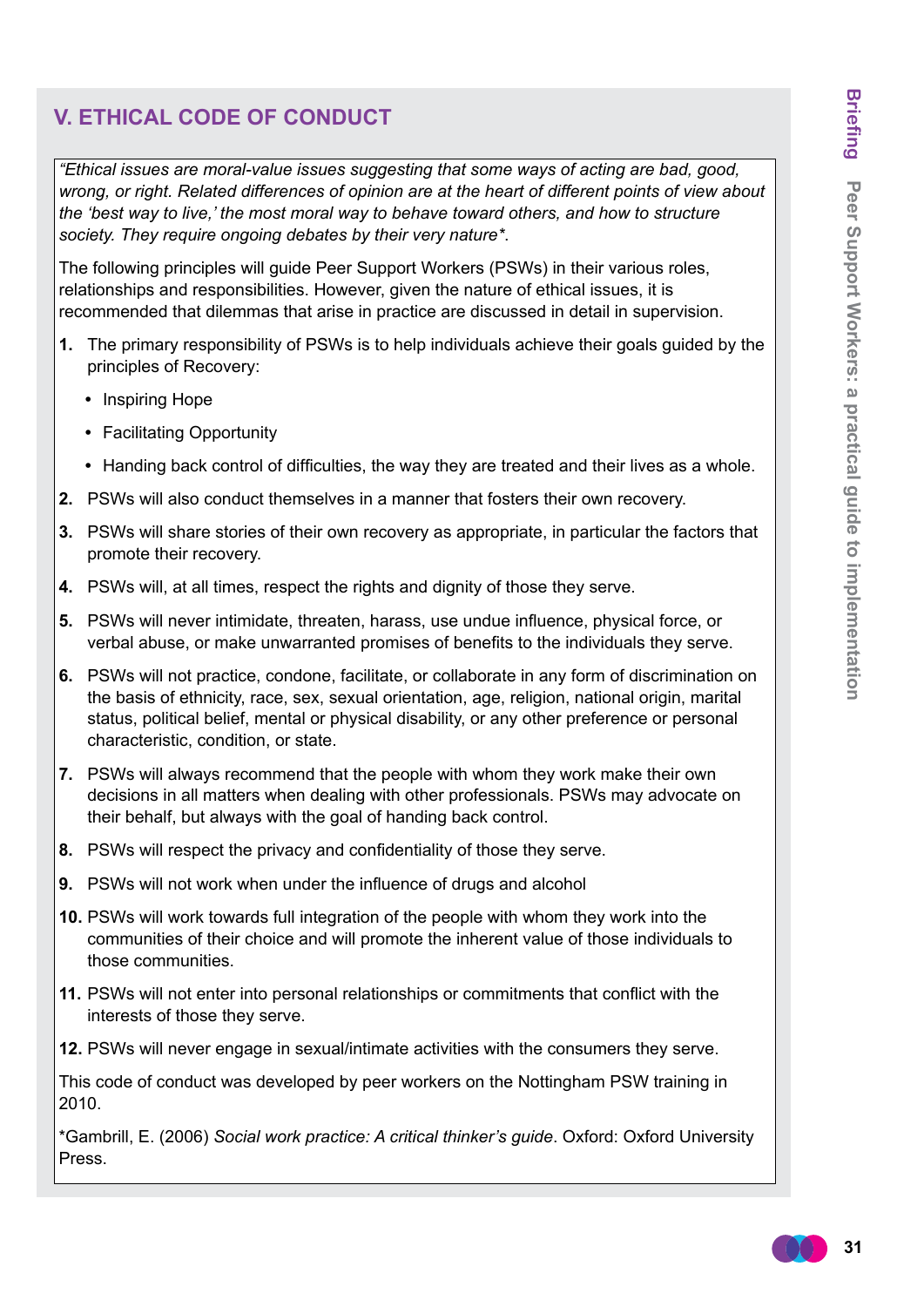## V. ETHICAL CODE OF CONDUCT

*"Ethical issues are moral-value issues suggesting that some ways of acting are bad, good, wrong, or right. Related differences of opinion are at the heart of different points of view about the 'best way to live,' the most moral way to behave toward others, and how to structure society. They require ongoing debates by their very nature*".*

The following principles will guide Peer Support Workers (PSWs) in their various roles, relationships and responsibilities. However, given the nature of ethical issues, it is recommended that dilemmas that arise in practice are discussed in detail in supervision.

1. The primary responsibility of PSWs is to help individuals achieve their goals guided by the principles of Recovery:
   - Inspiring Hope
   - Facilitating Opportunity
   - Handing back control of difficulties, the way they are treated and their lives as a whole.
2. PSWs will also conduct themselves in a manner that fosters their own recovery.
3. PSWs will share stories of their own recovery as appropriate, in particular the factors that promote their recovery.
4. PSWs will, at all times, respect the rights and dignity of those they serve.
5. PSWs will never intimidate, threaten, harass, use undue influence, physical force, or verbal abuse, or make unwarranted promises of benefits to the individuals they serve.
6. PSWs will not practice, condone, facilitate, or collaborate in any form of discrimination on the basis of ethnicity, race, sex, sexual orientation, age, religion, national origin, marital status, political belief, mental or physical disability, or any other preference or personal characteristic, condition, or state.
7. PSWs will always recommend that the people with whom they work make their own decisions in all matters when dealing with other professionals. PSWs may advocate on their behalf, but always with the goal of handing back control.
8. PSWs will respect the privacy and confidentiality of those they serve.
9. PSWs will not work when under the influence of drugs and alcohol
10. PSWs will work towards full integration of the people with whom they work into the communities of their choice and will promote the inherent value of those individuals to those communities.
11. PSWs will not enter into personal relationships or commitments that conflict with the interests of those they serve.
12. PSWs will never engage in sexual/intimate activities with the consumers they serve.

This code of conduct was developed by peer workers on the Nottingham PSW training in 2010.

*Gambrill, E. (2006) *Social work practice: A critical thinker's guide*. Oxford: Oxford University Press.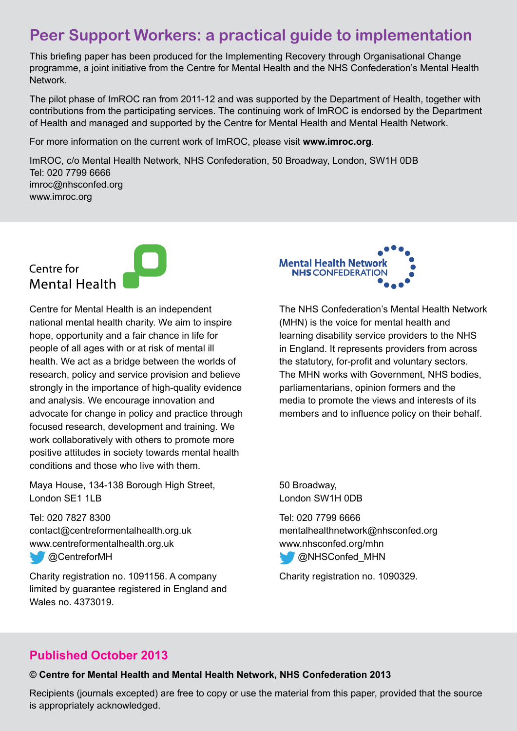# Peer Support Workers: a practical guide to implementation

This briefing paper has been produced for the Implementing Recovery through Organisational Change programme, a joint initiative from the Centre for Mental Health and the NHS Confederation's Mental Health Network.

The pilot phase of ImROC ran from 2011-12 and was supported by the Department of Health, together with contributions from the participating services. The continuing work of ImROC is endorsed by the Department of Health and managed and supported by the Centre for Mental Health and Mental Health Network.

For more information on the current work of ImROC, please visit **www.imroc.org**.

ImROC, c/o Mental Health Network, NHS Confederation, 50 Broadway, London, SW1H 0DB
Tel: 020 7799 6666
imroc@nhsconfed.org
www.imroc.org

Centre for Mental Health

Centre for Mental Health is an independent national mental health charity. We aim to inspire hope, opportunity and a fair chance in life for people of all ages with or at risk of mental ill health. We act as a bridge between the worlds of research, policy and service provision and believe strongly in the importance of high-quality evidence and analysis. We encourage innovation and advocate for change in policy and practice through focused research, development and training. We work collaboratively with others to promote more positive attitudes in society towards mental health conditions and those who live with them.

Maya House, 134-138 Borough High Street,
London SE1 1LB

Tel: 020 7827 8300
contact@centreformentalhealth.org.uk
www.centreformentalhealth.org.uk
@CentreforMH

Charity registration no. 1091156. A company limited by guarantee registered in England and Wales no. 4373019.

Mental Health Network
NHS CONFEDERATION

The NHS Confederation's Mental Health Network (MHN) is the voice for mental health and learning disability service providers to the NHS in England. It represents providers from across the statutory, for-profit and voluntary sectors. The MHN works with Government, NHS bodies, parliamentarians, opinion formers and the media to promote the views and interests of its members and to influence policy on their behalf.

50 Broadway,
London SW1H 0DB

Tel: 020 7799 6666
mentalhealthnetwork@nhsconfed.org
www.nhsconfed.org/mhn
@NHSConfed_MHN

Charity registration no. 1090329.

## Published October 2013

**© Centre for Mental Health and Mental Health Network, NHS Confederation 2013**

Recipients (journals excepted) are free to copy or use the material from this paper, provided that the source is appropriately acknowledged.